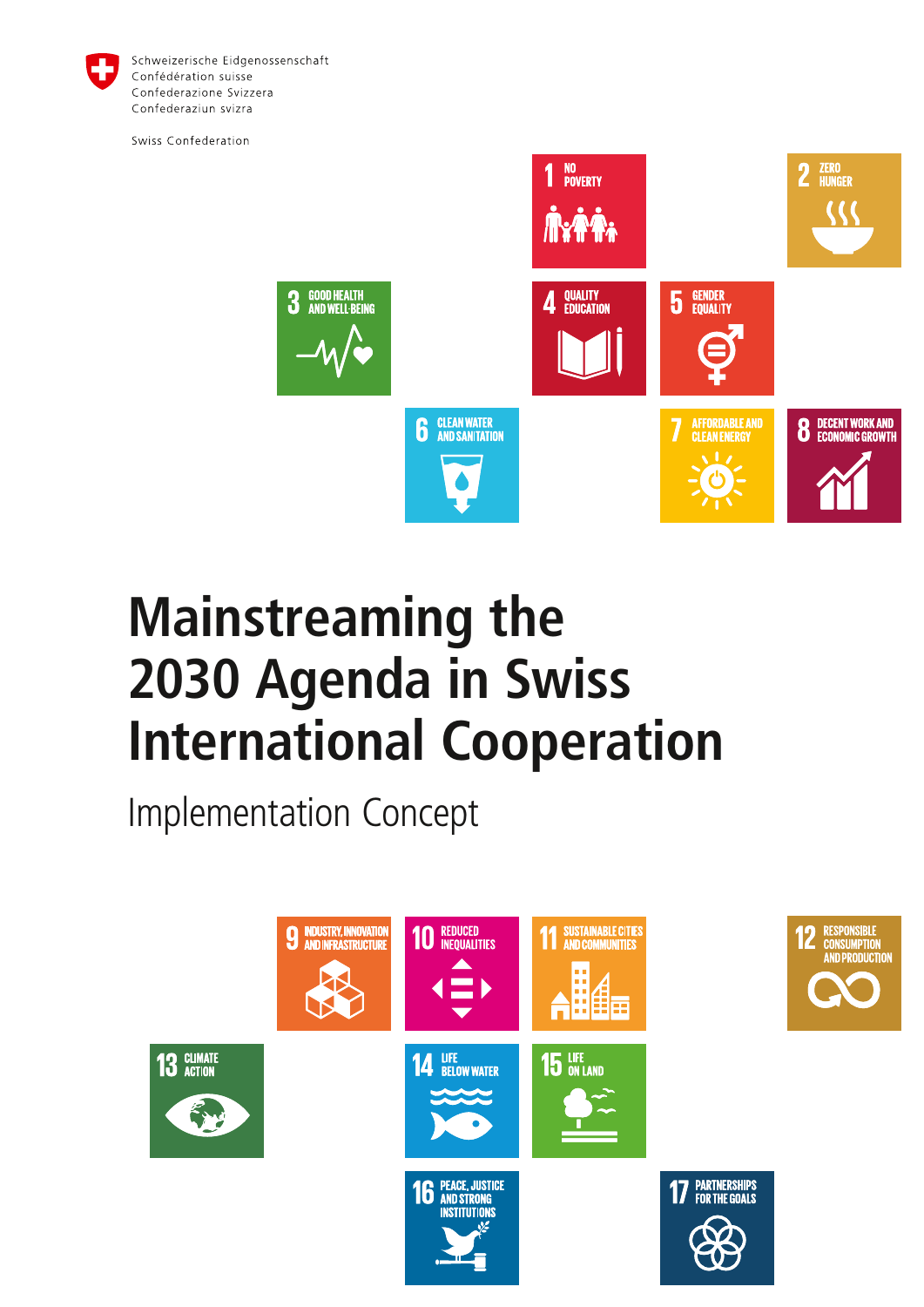Schweizerische Eidgenossenschaft
Confédération suisse
Confederazione Svizzera
Confederaziun svizra

Swiss Confederation

1 NO POVERTY

2 ZERO HUNGER

3 GOOD HEALTH AND WELL-BEING

4 QUALITY EDUCATION

5 GENDER EQUALITY

6 CLEAN WATER AND SANITATION

7 AFFORDABLE AND CLEAN ENERGY

8 DECENT WORK AND ECONOMIC GROWTH

# Mainstreaming the 2030 Agenda in Swiss International Cooperation

## Implementation Concept

9 INDUSTRY, INNOVATION AND INFRASTRUCTURE

10 REDUCED INEQUALITIES

11 SUSTAINABLE CITIES AND COMMUNITIES

12 RESPONSIBLE CONSUMPTION AND PRODUCTION

13 CLIMATE ACTION

14 LIFE BELOW WATER

15 LIFE ON LAND

16 PEACE, JUSTICE AND STRONG INSTITUTIONS

17 PARTNERSHIPS FOR THE GOALS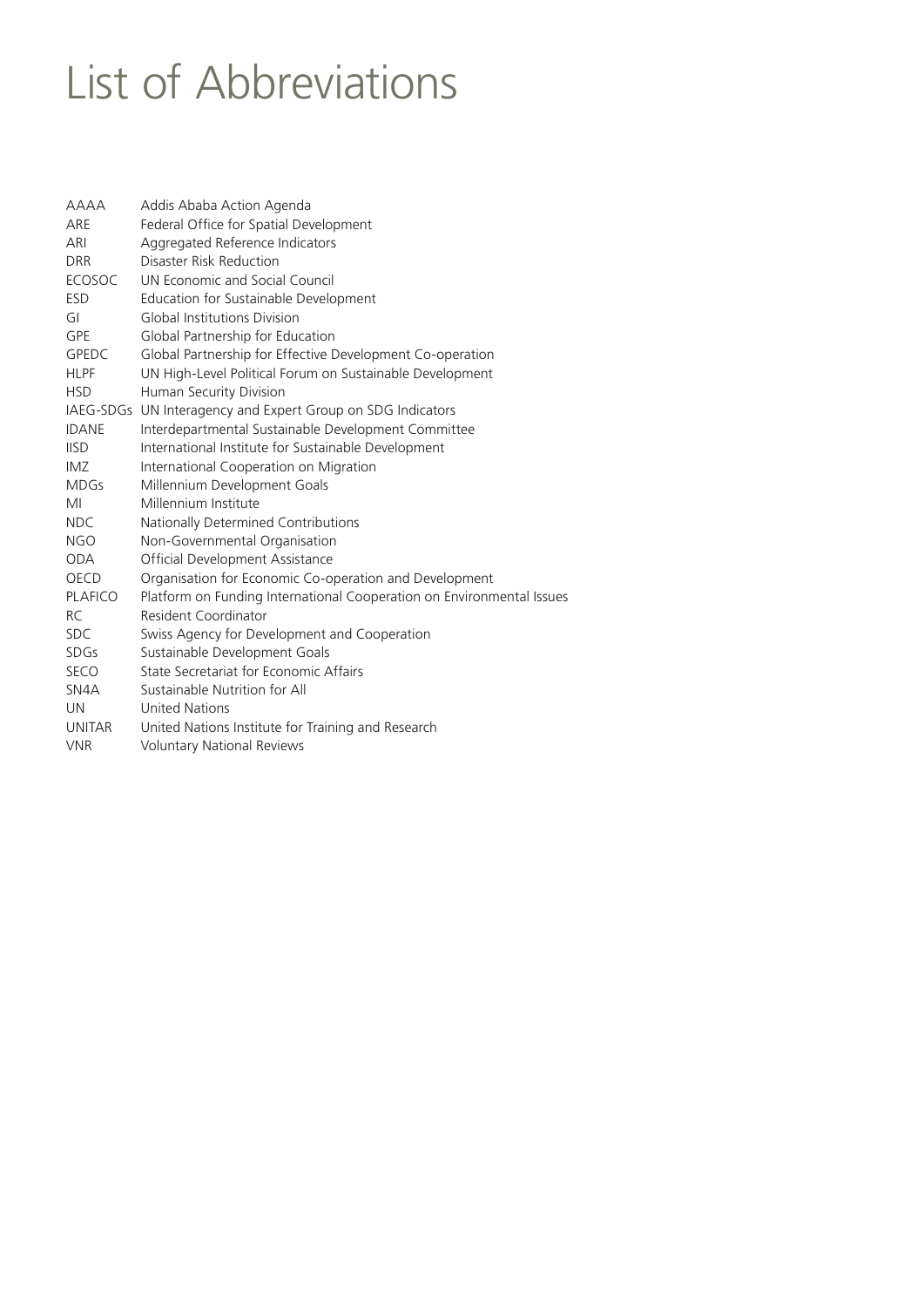# List of Abbreviations

| | |
|---|---|
| AAAA | Addis Ababa Action Agenda |
| ARE | Federal Office for Spatial Development |
| ARI | Aggregated Reference Indicators |
| DRR | Disaster Risk Reduction |
| ECOSOC | UN Economic and Social Council |
| ESD | Education for Sustainable Development |
| GI | Global Institutions Division |
| GPE | Global Partnership for Education |
| GPEDC | Global Partnership for Effective Development Co-operation |
| HLPF | UN High-Level Political Forum on Sustainable Development |
| HSD | Human Security Division |
| IAEG-SDGs | UN Interagency and Expert Group on SDG Indicators |
| IDANE | Interdepartmental Sustainable Development Committee |
| IISD | International Institute for Sustainable Development |
| IMZ | International Cooperation on Migration |
| MDGs | Millennium Development Goals |
| MI | Millennium Institute |
| NDC | Nationally Determined Contributions |
| NGO | Non-Governmental Organisation |
| ODA | Official Development Assistance |
| OECD | Organisation for Economic Co-operation and Development |
| PLAFICO | Platform on Funding International Cooperation on Environmental Issues |
| RC | Resident Coordinator |
| SDC | Swiss Agency for Development and Cooperation |
| SDGs | Sustainable Development Goals |
| SECO | State Secretariat for Economic Affairs |
| SN4A | Sustainable Nutrition for All |
| UN | United Nations |
| UNITAR | United Nations Institute for Training and Research |
| VNR | Voluntary National Reviews |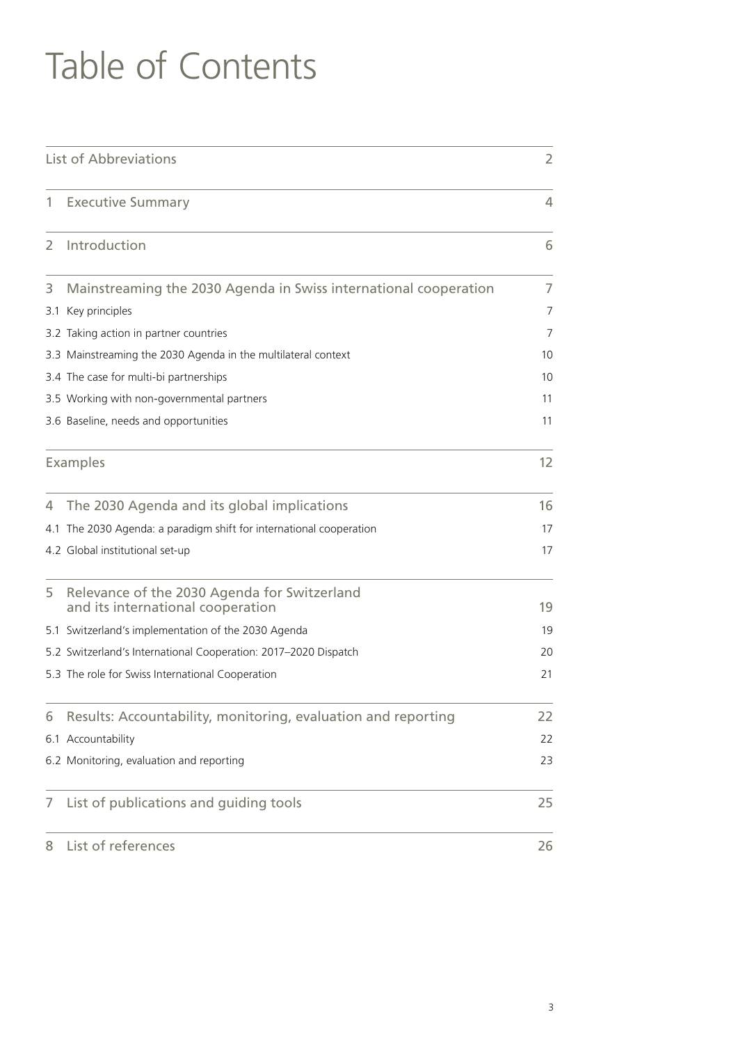# Table of Contents

| | |
|---|---|
| List of Abbreviations | 2 |
| 1 Executive Summary | 4 |
| 2 Introduction | 6 |
| 3 Mainstreaming the 2030 Agenda in Swiss international cooperation | 7 |
| 3.1 Key principles | 7 |
| 3.2 Taking action in partner countries | 7 |
| 3.3 Mainstreaming the 2030 Agenda in the multilateral context | 10 |
| 3.4 The case for multi-bi partnerships | 10 |
| 3.5 Working with non-governmental partners | 11 |
| 3.6 Baseline, needs and opportunities | 11 |
| Examples | 12 |
| 4 The 2030 Agenda and its global implications | 16 |
| 4.1 The 2030 Agenda: a paradigm shift for international cooperation | 17 |
| 4.2 Global institutional set-up | 17 |
| 5 Relevance of the 2030 Agenda for Switzerland and its international cooperation | 19 |
| 5.1 Switzerland's implementation of the 2030 Agenda | 19 |
| 5.2 Switzerland's International Cooperation: 2017–2020 Dispatch | 20 |
| 5.3 The role for Swiss International Cooperation | 21 |
| 6 Results: Accountability, monitoring, evaluation and reporting | 22 |
| 6.1 Accountability | 22 |
| 6.2 Monitoring, evaluation and reporting | 23 |
| 7 List of publications and guiding tools | 25 |
| 8 List of references | 26 |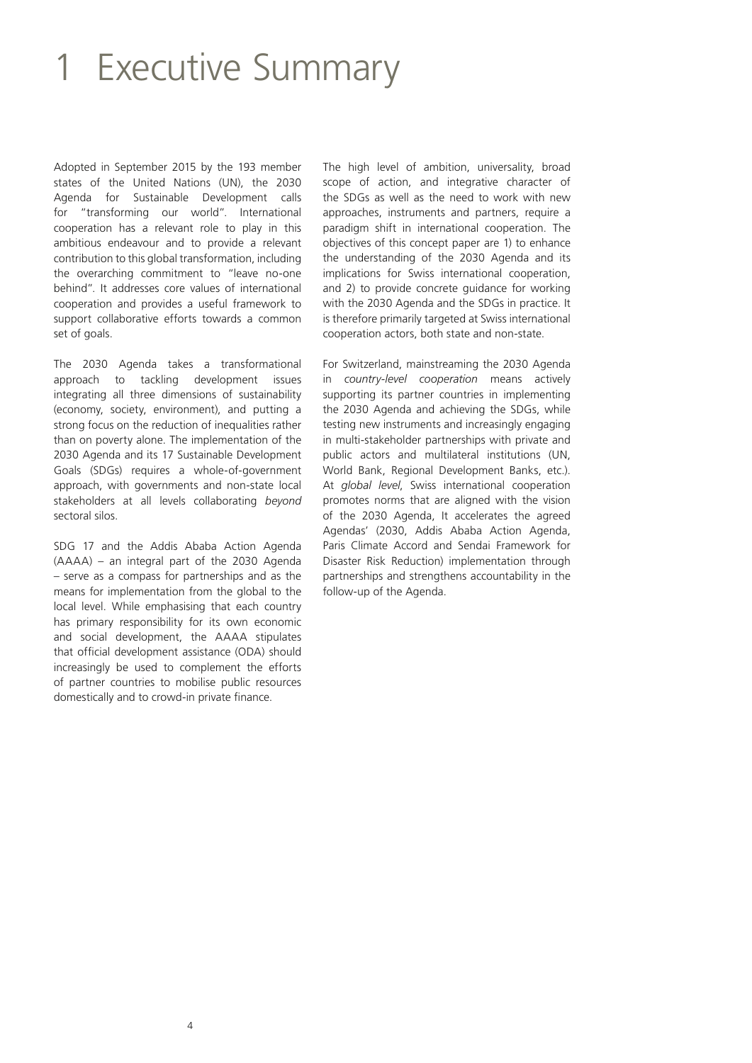# 1 Executive Summary

Adopted in September 2015 by the 193 member states of the United Nations (UN), the 2030 Agenda for Sustainable Development calls for "transforming our world". International cooperation has a relevant role to play in this ambitious endeavour and to provide a relevant contribution to this global transformation, including the overarching commitment to "leave no-one behind". It addresses core values of international cooperation and provides a useful framework to support collaborative efforts towards a common set of goals.

The 2030 Agenda takes a transformational approach to tackling development issues integrating all three dimensions of sustainability (economy, society, environment), and putting a strong focus on the reduction of inequalities rather than on poverty alone. The implementation of the 2030 Agenda and its 17 Sustainable Development Goals (SDGs) requires a whole-of-government approach, with governments and non-state local stakeholders at all levels collaborating *beyond* sectoral silos.

SDG 17 and the Addis Ababa Action Agenda (AAAA) – an integral part of the 2030 Agenda – serve as a compass for partnerships and as the means for implementation from the global to the local level. While emphasising that each country has primary responsibility for its own economic and social development, the AAAA stipulates that official development assistance (ODA) should increasingly be used to complement the efforts of partner countries to mobilise public resources domestically and to crowd-in private finance.

The high level of ambition, universality, broad scope of action, and integrative character of the SDGs as well as the need to work with new approaches, instruments and partners, require a paradigm shift in international cooperation. The objectives of this concept paper are 1) to enhance the understanding of the 2030 Agenda and its implications for Swiss international cooperation, and 2) to provide concrete guidance for working with the 2030 Agenda and the SDGs in practice. It is therefore primarily targeted at Swiss international cooperation actors, both state and non-state.

For Switzerland, mainstreaming the 2030 Agenda in *country-level cooperation* means actively supporting its partner countries in implementing the 2030 Agenda and achieving the SDGs, while testing new instruments and increasingly engaging in multi-stakeholder partnerships with private and public actors and multilateral institutions (UN, World Bank, Regional Development Banks, etc.). At *global level*, Swiss international cooperation promotes norms that are aligned with the vision of the 2030 Agenda, It accelerates the agreed Agendas' (2030, Addis Ababa Action Agenda, Paris Climate Accord and Sendai Framework for Disaster Risk Reduction) implementation through partnerships and strengthens accountability in the follow-up of the Agenda.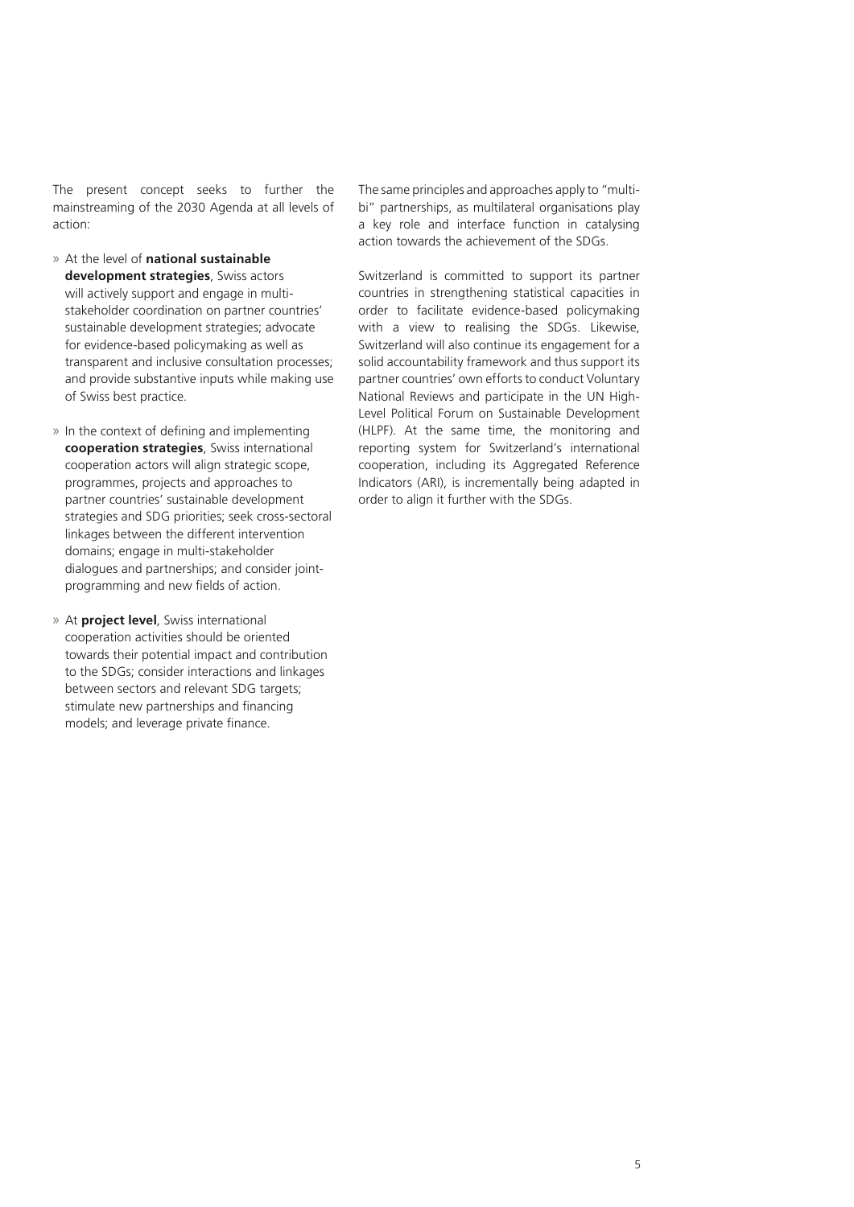The present concept seeks to further the mainstreaming of the 2030 Agenda at all levels of action:

- At the level of **national sustainable development strategies**, Swiss actors will actively support and engage in multi-stakeholder coordination on partner countries' sustainable development strategies; advocate for evidence-based policymaking as well as transparent and inclusive consultation processes; and provide substantive inputs while making use of Swiss best practice.

- In the context of defining and implementing **cooperation strategies**, Swiss international cooperation actors will align strategic scope, programmes, projects and approaches to partner countries' sustainable development strategies and SDG priorities; seek cross-sectoral linkages between the different intervention domains; engage in multi-stakeholder dialogues and partnerships; and consider joint-programming and new fields of action.

- At **project level**, Swiss international cooperation activities should be oriented towards their potential impact and contribution to the SDGs; consider interactions and linkages between sectors and relevant SDG targets; stimulate new partnerships and financing models; and leverage private finance.

The same principles and approaches apply to "multi-bi" partnerships, as multilateral organisations play a key role and interface function in catalysing action towards the achievement of the SDGs.

Switzerland is committed to support its partner countries in strengthening statistical capacities in order to facilitate evidence-based policymaking with a view to realising the SDGs. Likewise, Switzerland will also continue its engagement for a solid accountability framework and thus support its partner countries' own efforts to conduct Voluntary National Reviews and participate in the UN High-Level Political Forum on Sustainable Development (HLPF). At the same time, the monitoring and reporting system for Switzerland's international cooperation, including its Aggregated Reference Indicators (ARI), is incrementally being adapted in order to align it further with the SDGs.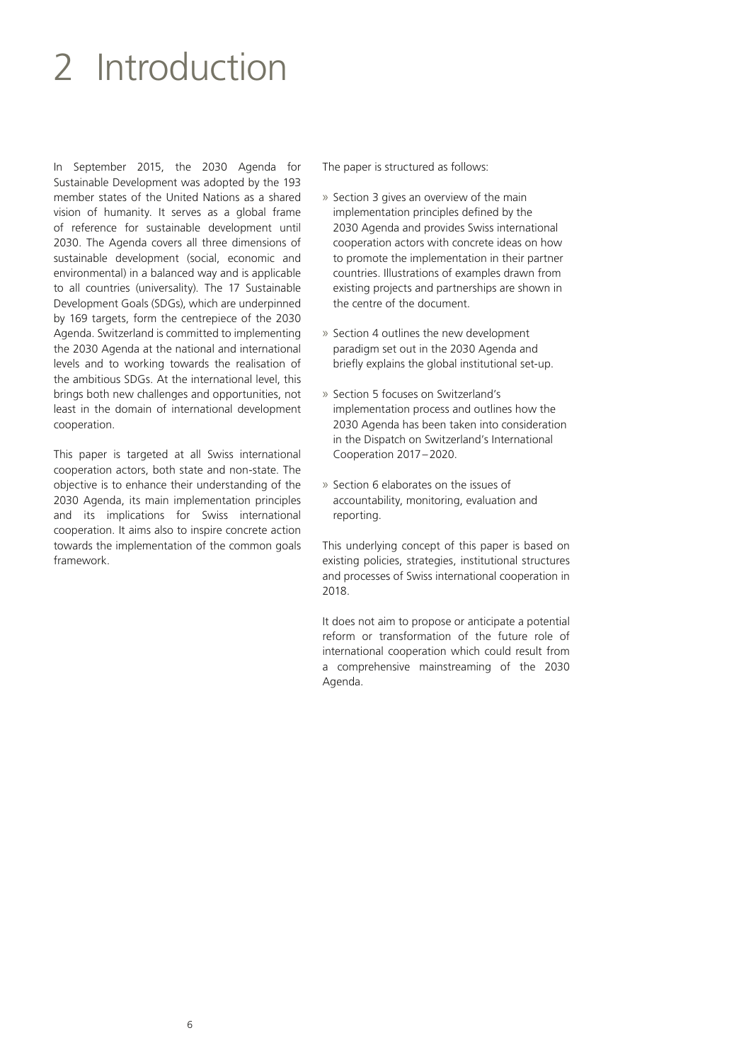# 2 Introduction

In September 2015, the 2030 Agenda for Sustainable Development was adopted by the 193 member states of the United Nations as a shared vision of humanity. It serves as a global frame of reference for sustainable development until 2030. The Agenda covers all three dimensions of sustainable development (social, economic and environmental) in a balanced way and is applicable to all countries (universality). The 17 Sustainable Development Goals (SDGs), which are underpinned by 169 targets, form the centrepiece of the 2030 Agenda. Switzerland is committed to implementing the 2030 Agenda at the national and international levels and to working towards the realisation of the ambitious SDGs. At the international level, this brings both new challenges and opportunities, not least in the domain of international development cooperation.

This paper is targeted at all Swiss international cooperation actors, both state and non-state. The objective is to enhance their understanding of the 2030 Agenda, its main implementation principles and its implications for Swiss international cooperation. It aims also to inspire concrete action towards the implementation of the common goals framework.

The paper is structured as follows:

- Section 3 gives an overview of the main implementation principles defined by the 2030 Agenda and provides Swiss international cooperation actors with concrete ideas on how to promote the implementation in their partner countries. Illustrations of examples drawn from existing projects and partnerships are shown in the centre of the document.
- Section 4 outlines the new development paradigm set out in the 2030 Agenda and briefly explains the global institutional set-up.
- Section 5 focuses on Switzerland's implementation process and outlines how the 2030 Agenda has been taken into consideration in the Dispatch on Switzerland's International Cooperation 2017–2020.
- Section 6 elaborates on the issues of accountability, monitoring, evaluation and reporting.

This underlying concept of this paper is based on existing policies, strategies, institutional structures and processes of Swiss international cooperation in 2018.

It does not aim to propose or anticipate a potential reform or transformation of the future role of international cooperation which could result from a comprehensive mainstreaming of the 2030 Agenda.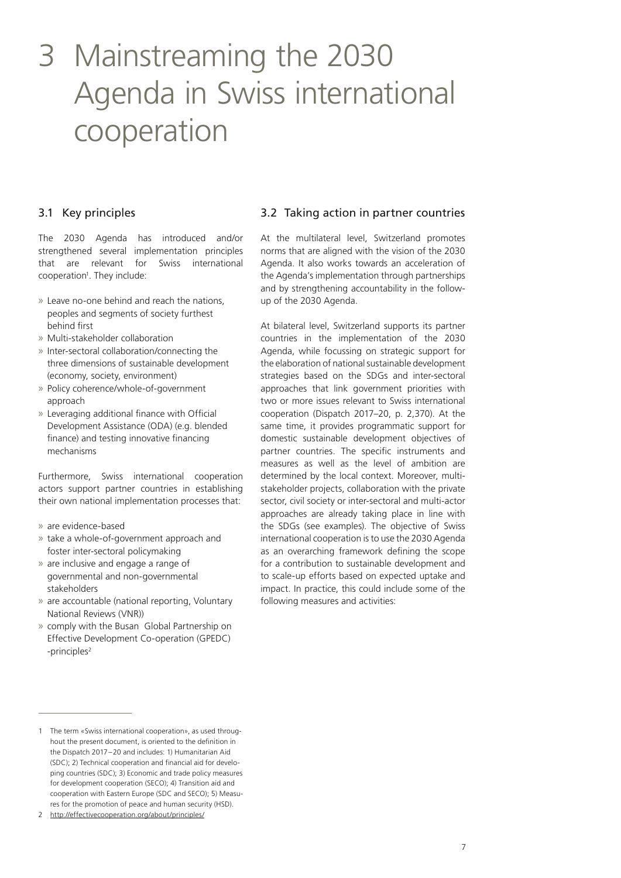# 3 Mainstreaming the 2030 Agenda in Swiss international cooperation

## 3.1 Key principles

The 2030 Agenda has introduced and/or strengthened several implementation principles that are relevant for Swiss international cooperation[1]. They include:

- Leave no-one behind and reach the nations, peoples and segments of society furthest behind first
- Multi-stakeholder collaboration
- Inter-sectoral collaboration/connecting the three dimensions of sustainable development (economy, society, environment)
- Policy coherence/whole-of-government approach
- Leveraging additional finance with Official Development Assistance (ODA) (e.g. blended finance) and testing innovative financing mechanisms

Furthermore, Swiss international cooperation actors support partner countries in establishing their own national implementation processes that:

- are evidence-based
- take a whole-of-government approach and foster inter-sectoral policymaking
- are inclusive and engage a range of governmental and non-governmental stakeholders
- are accountable (national reporting, Voluntary National Reviews (VNR))
- comply with the Busan Global Partnership on Effective Development Co-operation (GPEDC) -principles[2]

## 3.2 Taking action in partner countries

At the multilateral level, Switzerland promotes norms that are aligned with the vision of the 2030 Agenda. It also works towards an acceleration of the Agenda's implementation through partnerships and by strengthening accountability in the follow-up of the 2030 Agenda.

At bilateral level, Switzerland supports its partner countries in the implementation of the 2030 Agenda, while focussing on strategic support for the elaboration of national sustainable development strategies based on the SDGs and inter-sectoral approaches that link government priorities with two or more issues relevant to Swiss international cooperation (Dispatch 2017–20, p. 2,370). At the same time, it provides programmatic support for domestic sustainable development objectives of partner countries. The specific instruments and measures as well as the level of ambition are determined by the local context. Moreover, multi-stakeholder projects, collaboration with the private sector, civil society or inter-sectoral and multi-actor approaches are already taking place in line with the SDGs (see examples). The objective of Swiss international cooperation is to use the 2030 Agenda as an overarching framework defining the scope for a contribution to sustainable development and to scale-up efforts based on expected uptake and impact. In practice, this could include some of the following measures and activities:

---

1 The term «Swiss international cooperation», as used throughout the present document, is oriented to the definition in the Dispatch 2017–20 and includes: 1) Humanitarian Aid (SDC); 2) Technical cooperation and financial aid for developing countries (SDC); 3) Economic and trade policy measures for development cooperation (SECO); 4) Transition aid and cooperation with Eastern Europe (SDC and SECO); 5) Measures for the promotion of peace and human security (HSD).

2 http://effectivecooperation.org/about/principles/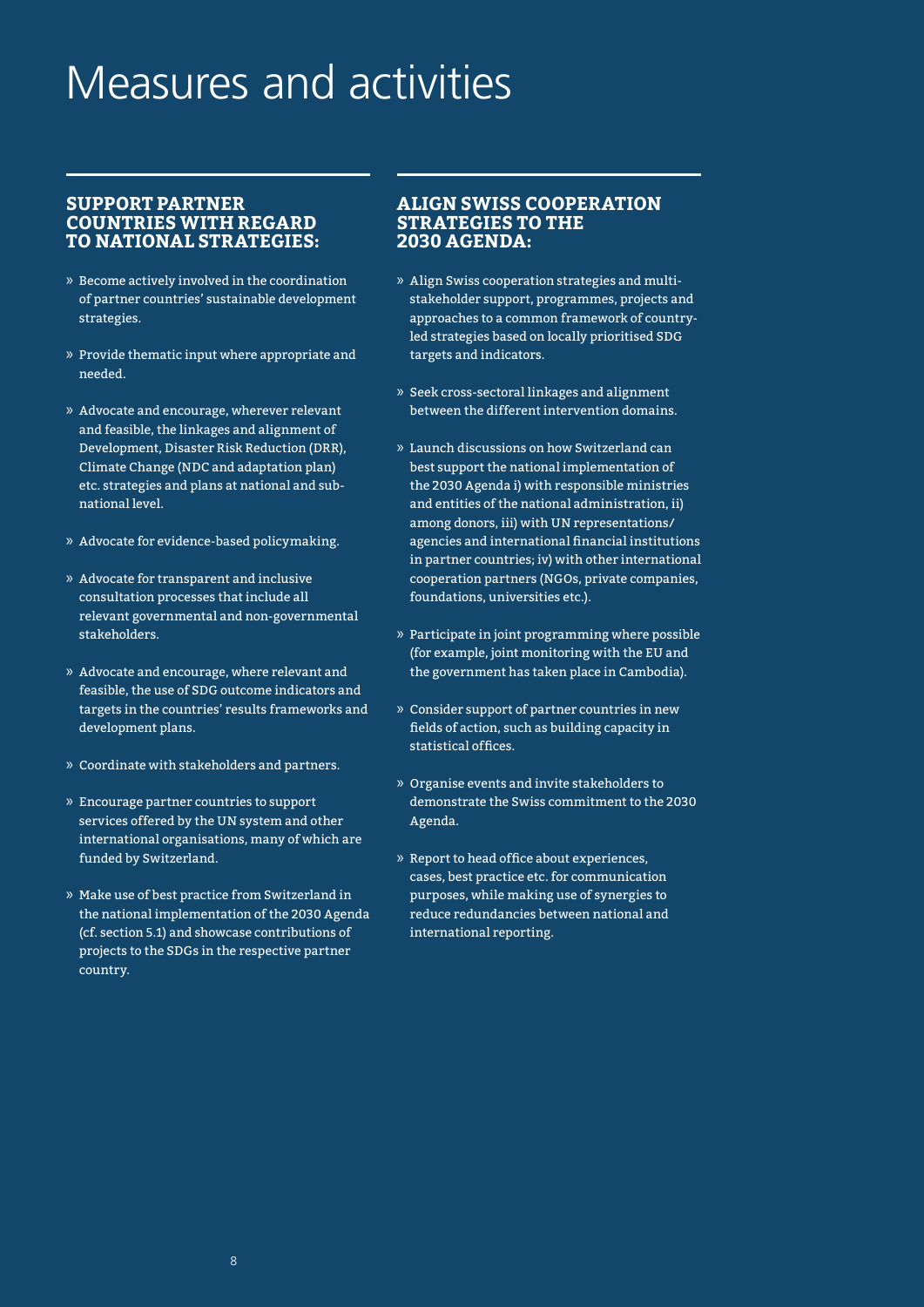# Measures and activities

## SUPPORT PARTNER COUNTRIES WITH REGARD TO NATIONAL STRATEGIES:

- Become actively involved in the coordination of partner countries' sustainable development strategies.
- Provide thematic input where appropriate and needed.
- Advocate and encourage, wherever relevant and feasible, the linkages and alignment of Development, Disaster Risk Reduction (DRR), Climate Change (NDC and adaptation plan) etc. strategies and plans at national and sub-national level.
- Advocate for evidence-based policymaking.
- Advocate for transparent and inclusive consultation processes that include all relevant governmental and non-governmental stakeholders.
- Advocate and encourage, where relevant and feasible, the use of SDG outcome indicators and targets in the countries' results frameworks and development plans.
- Coordinate with stakeholders and partners.
- Encourage partner countries to support services offered by the UN system and other international organisations, many of which are funded by Switzerland.
- Make use of best practice from Switzerland in the national implementation of the 2030 Agenda (cf. section 5.1) and showcase contributions of projects to the SDGs in the respective partner country.

## ALIGN SWISS COOPERATION STRATEGIES TO THE 2030 AGENDA:

- Align Swiss cooperation strategies and multi-stakeholder support, programmes, projects and approaches to a common framework of country-led strategies based on locally prioritised SDG targets and indicators.
- Seek cross-sectoral linkages and alignment between the different intervention domains.
- Launch discussions on how Switzerland can best support the national implementation of the 2030 Agenda i) with responsible ministries and entities of the national administration, ii) among donors, iii) with UN representations/ agencies and international financial institutions in partner countries; iv) with other international cooperation partners (NGOs, private companies, foundations, universities etc.).
- Participate in joint programming where possible (for example, joint monitoring with the EU and the government has taken place in Cambodia).
- Consider support of partner countries in new fields of action, such as building capacity in statistical offices.
- Organise events and invite stakeholders to demonstrate the Swiss commitment to the 2030 Agenda.
- Report to head office about experiences, cases, best practice etc. for communication purposes, while making use of synergies to reduce redundancies between national and international reporting.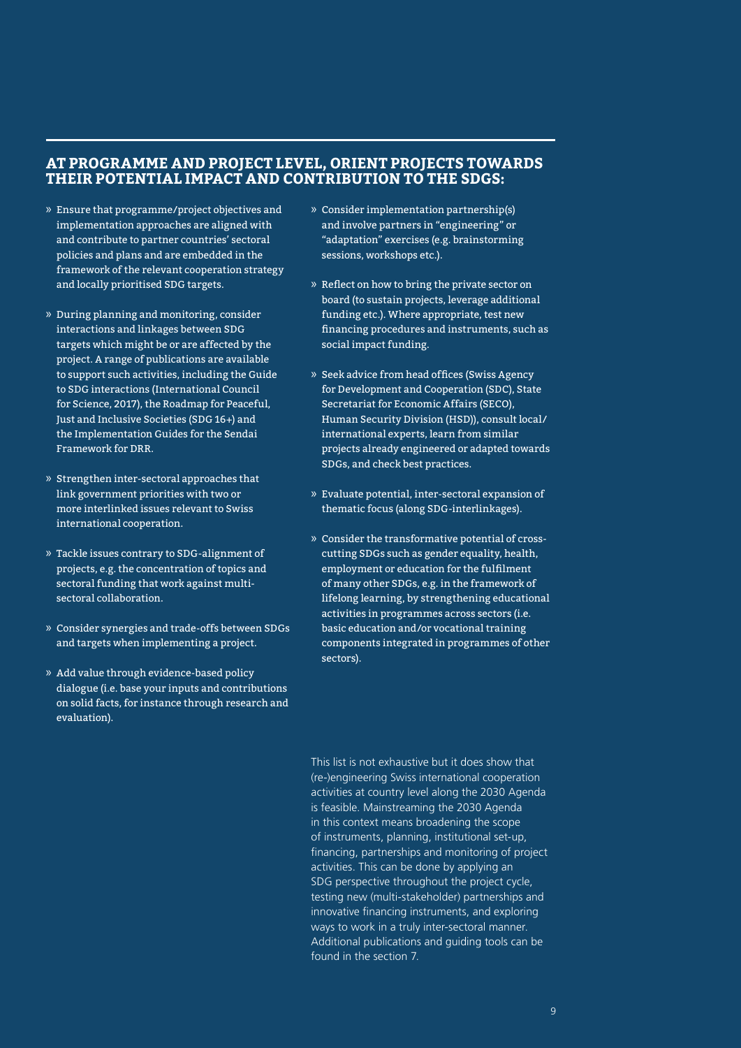## AT PROGRAMME AND PROJECT LEVEL, ORIENT PROJECTS TOWARDS THEIR POTENTIAL IMPACT AND CONTRIBUTION TO THE SDGS:

- Ensure that programme/project objectives and implementation approaches are aligned with and contribute to partner countries' sectoral policies and plans and are embedded in the framework of the relevant cooperation strategy and locally prioritised SDG targets.
- During planning and monitoring, consider interactions and linkages between SDG targets which might be or are affected by the project. A range of publications are available to support such activities, including the Guide to SDG interactions (International Council for Science, 2017), the Roadmap for Peaceful, Just and Inclusive Societies (SDG 16+) and the Implementation Guides for the Sendai Framework for DRR.
- Strengthen inter-sectoral approaches that link government priorities with two or more interlinked issues relevant to Swiss international cooperation.
- Tackle issues contrary to SDG-alignment of projects, e.g. the concentration of topics and sectoral funding that work against multi-sectoral collaboration.
- Consider synergies and trade-offs between SDGs and targets when implementing a project.
- Add value through evidence-based policy dialogue (i.e. base your inputs and contributions on solid facts, for instance through research and evaluation).
- Consider implementation partnership(s) and involve partners in "engineering" or "adaptation" exercises (e.g. brainstorming sessions, workshops etc.).
- Reflect on how to bring the private sector on board (to sustain projects, leverage additional funding etc.). Where appropriate, test new financing procedures and instruments, such as social impact funding.
- Seek advice from head offices (Swiss Agency for Development and Cooperation (SDC), State Secretariat for Economic Affairs (SECO), Human Security Division (HSD)), consult local/international experts, learn from similar projects already engineered or adapted towards SDGs, and check best practices.
- Evaluate potential, inter-sectoral expansion of thematic focus (along SDG-interlinkages).
- Consider the transformative potential of cross-cutting SDGs such as gender equality, health, employment or education for the fulfilment of many other SDGs, e.g. in the framework of lifelong learning, by strengthening educational activities in programmes across sectors (i.e. basic education and/or vocational training components integrated in programmes of other sectors).

This list is not exhaustive but it does show that (re-)engineering Swiss international cooperation activities at country level along the 2030 Agenda is feasible. Mainstreaming the 2030 Agenda in this context means broadening the scope of instruments, planning, institutional set-up, financing, partnerships and monitoring of project activities. This can be done by applying an SDG perspective throughout the project cycle, testing new (multi-stakeholder) partnerships and innovative financing instruments, and exploring ways to work in a truly inter-sectoral manner. Additional publications and guiding tools can be found in the section 7.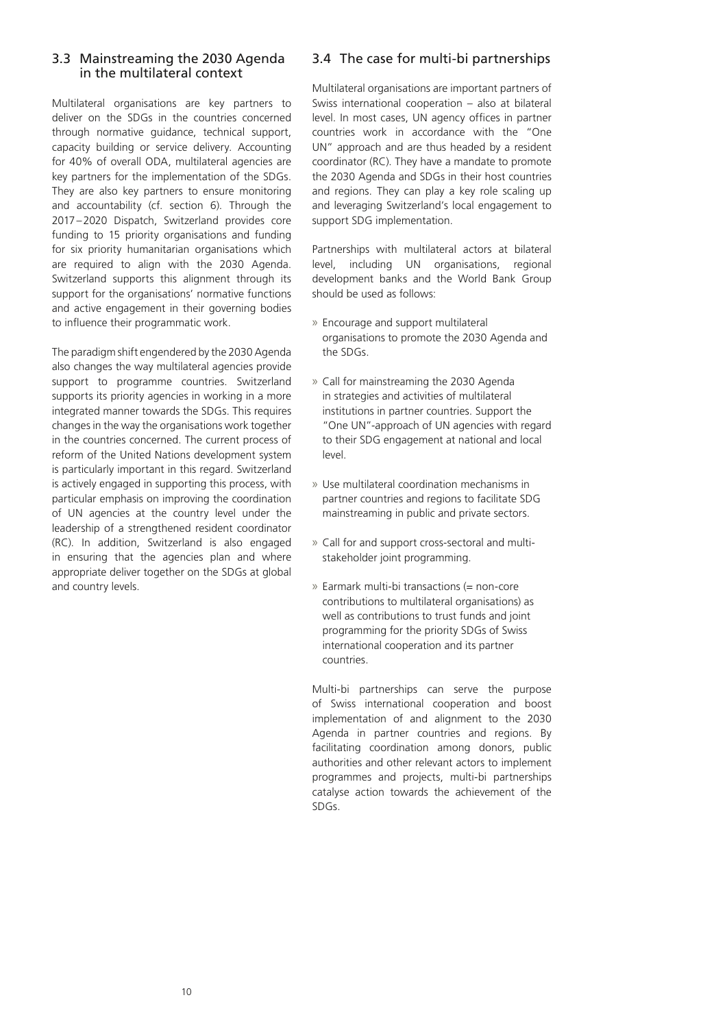## 3.3 Mainstreaming the 2030 Agenda in the multilateral context

Multilateral organisations are key partners to deliver on the SDGs in the countries concerned through normative guidance, technical support, capacity building or service delivery. Accounting for 40% of overall ODA, multilateral agencies are key partners for the implementation of the SDGs. They are also key partners to ensure monitoring and accountability (cf. section 6). Through the 2017–2020 Dispatch, Switzerland provides core funding to 15 priority organisations and funding for six priority humanitarian organisations which are required to align with the 2030 Agenda. Switzerland supports this alignment through its support for the organisations' normative functions and active engagement in their governing bodies to influence their programmatic work.

The paradigm shift engendered by the 2030 Agenda also changes the way multilateral agencies provide support to programme countries. Switzerland supports its priority agencies in working in a more integrated manner towards the SDGs. This requires changes in the way the organisations work together in the countries concerned. The current process of reform of the United Nations development system is particularly important in this regard. Switzerland is actively engaged in supporting this process, with particular emphasis on improving the coordination of UN agencies at the country level under the leadership of a strengthened resident coordinator (RC). In addition, Switzerland is also engaged in ensuring that the agencies plan and where appropriate deliver together on the SDGs at global and country levels.

## 3.4 The case for multi-bi partnerships

Multilateral organisations are important partners of Swiss international cooperation – also at bilateral level. In most cases, UN agency offices in partner countries work in accordance with the "One UN" approach and are thus headed by a resident coordinator (RC). They have a mandate to promote the 2030 Agenda and SDGs in their host countries and regions. They can play a key role scaling up and leveraging Switzerland's local engagement to support SDG implementation.

Partnerships with multilateral actors at bilateral level, including UN organisations, regional development banks and the World Bank Group should be used as follows:

- Encourage and support multilateral organisations to promote the 2030 Agenda and the SDGs.
- Call for mainstreaming the 2030 Agenda in strategies and activities of multilateral institutions in partner countries. Support the "One UN"-approach of UN agencies with regard to their SDG engagement at national and local level.
- Use multilateral coordination mechanisms in partner countries and regions to facilitate SDG mainstreaming in public and private sectors.
- Call for and support cross-sectoral and multi-stakeholder joint programming.
- Earmark multi-bi transactions (= non-core contributions to multilateral organisations) as well as contributions to trust funds and joint programming for the priority SDGs of Swiss international cooperation and its partner countries.

Multi-bi partnerships can serve the purpose of Swiss international cooperation and boost implementation of and alignment to the 2030 Agenda in partner countries and regions. By facilitating coordination among donors, public authorities and other relevant actors to implement programmes and projects, multi-bi partnerships catalyse action towards the achievement of the SDGs.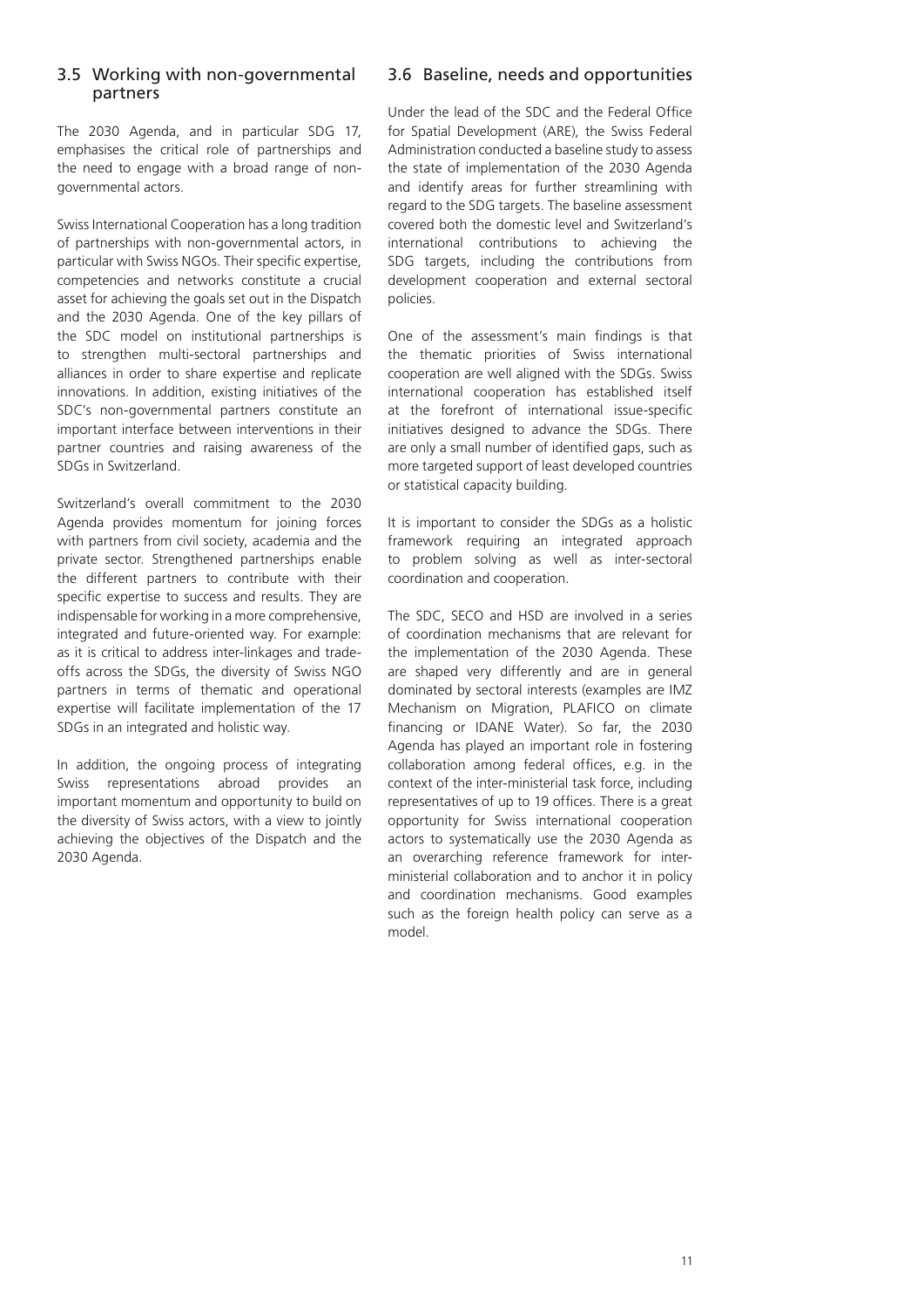## 3.5 Working with non-governmental partners

The 2030 Agenda, and in particular SDG 17, emphasises the critical role of partnerships and the need to engage with a broad range of non-governmental actors.

Swiss International Cooperation has a long tradition of partnerships with non-governmental actors, in particular with Swiss NGOs. Their specific expertise, competencies and networks constitute a crucial asset for achieving the goals set out in the Dispatch and the 2030 Agenda. One of the key pillars of the SDC model on institutional partnerships is to strengthen multi-sectoral partnerships and alliances in order to share expertise and replicate innovations. In addition, existing initiatives of the SDC's non-governmental partners constitute an important interface between interventions in their partner countries and raising awareness of the SDGs in Switzerland.

Switzerland's overall commitment to the 2030 Agenda provides momentum for joining forces with partners from civil society, academia and the private sector. Strengthened partnerships enable the different partners to contribute with their specific expertise to success and results. They are indispensable for working in a more comprehensive, integrated and future-oriented way. For example: as it is critical to address inter-linkages and trade-offs across the SDGs, the diversity of Swiss NGO partners in terms of thematic and operational expertise will facilitate implementation of the 17 SDGs in an integrated and holistic way.

In addition, the ongoing process of integrating Swiss representations abroad provides an important momentum and opportunity to build on the diversity of Swiss actors, with a view to jointly achieving the objectives of the Dispatch and the 2030 Agenda.

## 3.6 Baseline, needs and opportunities

Under the lead of the SDC and the Federal Office for Spatial Development (ARE), the Swiss Federal Administration conducted a baseline study to assess the state of implementation of the 2030 Agenda and identify areas for further streamlining with regard to the SDG targets. The baseline assessment covered both the domestic level and Switzerland's international contributions to achieving the SDG targets, including the contributions from development cooperation and external sectoral policies.

One of the assessment's main findings is that the thematic priorities of Swiss international cooperation are well aligned with the SDGs. Swiss international cooperation has established itself at the forefront of international issue-specific initiatives designed to advance the SDGs. There are only a small number of identified gaps, such as more targeted support of least developed countries or statistical capacity building.

It is important to consider the SDGs as a holistic framework requiring an integrated approach to problem solving as well as inter-sectoral coordination and cooperation.

The SDC, SECO and HSD are involved in a series of coordination mechanisms that are relevant for the implementation of the 2030 Agenda. These are shaped very differently and are in general dominated by sectoral interests (examples are IMZ Mechanism on Migration, PLAFICO on climate financing or IDANE Water). So far, the 2030 Agenda has played an important role in fostering collaboration among federal offices, e.g. in the context of the inter-ministerial task force, including representatives of up to 19 offices. There is a great opportunity for Swiss international cooperation actors to systematically use the 2030 Agenda as an overarching reference framework for inter-ministerial collaboration and to anchor it in policy and coordination mechanisms. Good examples such as the foreign health policy can serve as a model.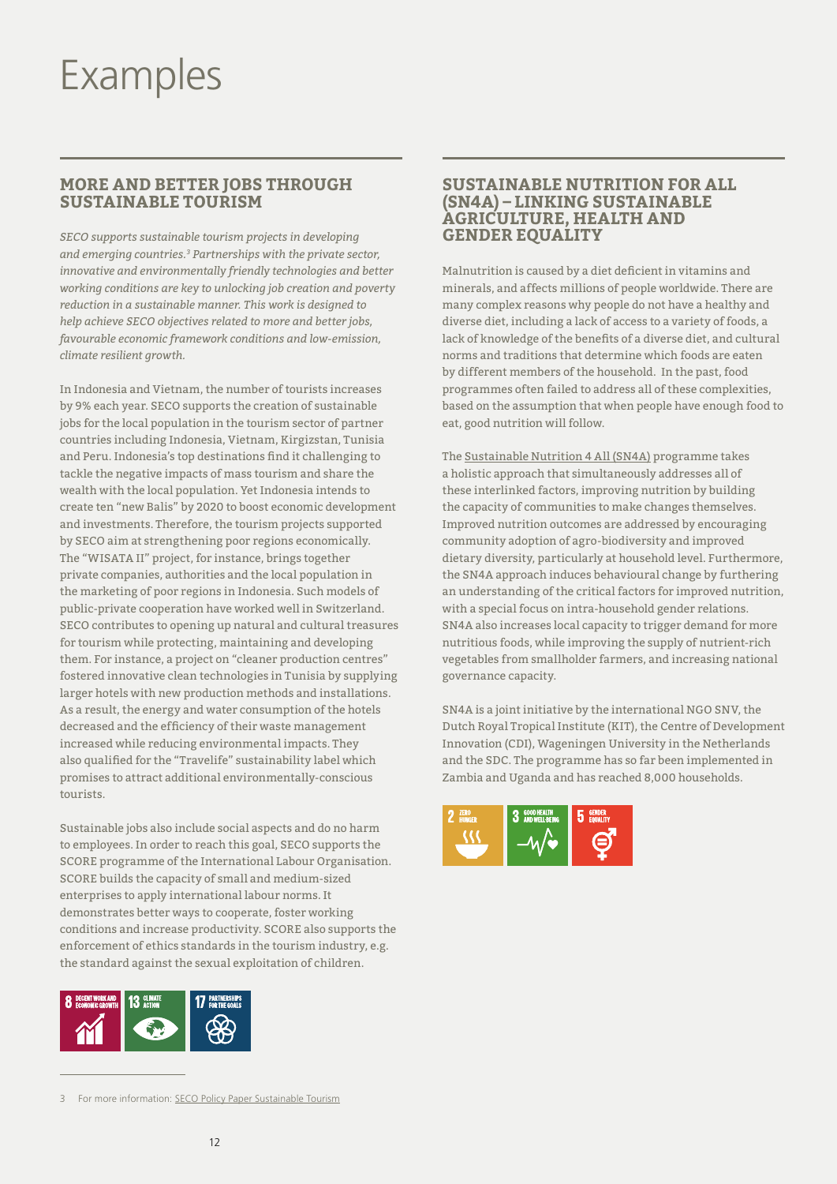# Examples

## MORE AND BETTER JOBS THROUGH SUSTAINABLE TOURISM

*SECO supports sustainable tourism projects in developing and emerging countries.[3] Partnerships with the private sector, innovative and environmentally friendly technologies and better working conditions are key to unlocking job creation and poverty reduction in a sustainable manner. This work is designed to help achieve SECO objectives related to more and better jobs, favourable economic framework conditions and low-emission, climate resilient growth.*

In Indonesia and Vietnam, the number of tourists increases by 9% each year. SECO supports the creation of sustainable jobs for the local population in the tourism sector of partner countries including Indonesia, Vietnam, Kirgizstan, Tunisia and Peru. Indonesia's top destinations find it challenging to tackle the negative impacts of mass tourism and share the wealth with the local population. Yet Indonesia intends to create ten "new Balis" by 2020 to boost economic development and investments. Therefore, the tourism projects supported by SECO aim at strengthening poor regions economically. The "WISATA II" project, for instance, brings together private companies, authorities and the local population in the marketing of poor regions in Indonesia. Such models of public-private cooperation have worked well in Switzerland. SECO contributes to opening up natural and cultural treasures for tourism while protecting, maintaining and developing them. For instance, a project on "cleaner production centres" fostered innovative clean technologies in Tunisia by supplying larger hotels with new production methods and installations. As a result, the energy and water consumption of the hotels decreased and the efficiency of their waste management increased while reducing environmental impacts. They also qualified for the "Travelife" sustainability label which promises to attract additional environmentally-conscious tourists.

Sustainable jobs also include social aspects and do no harm to employees. In order to reach this goal, SECO supports the SCORE programme of the International Labour Organisation. SCORE builds the capacity of small and medium-sized enterprises to apply international labour norms. It demonstrates better ways to cooperate, foster working conditions and increase productivity. SCORE also supports the enforcement of ethics standards in the tourism industry, e.g. the standard against the sexual exploitation of children.

8 DECENT WORK AND ECONOMIC GROWTH | 13 CLIMATE ACTION | 17 PARTNERSHIPS FOR THE GOALS

## SUSTAINABLE NUTRITION FOR ALL (SN4A) – LINKING SUSTAINABLE AGRICULTURE, HEALTH AND GENDER EQUALITY

Malnutrition is caused by a diet deficient in vitamins and minerals, and affects millions of people worldwide. There are many complex reasons why people do not have a healthy and diverse diet, including a lack of access to a variety of foods, a lack of knowledge of the benefits of a diverse diet, and cultural norms and traditions that determine which foods are eaten by different members of the household. In the past, food programmes often failed to address all of these complexities, based on the assumption that when people have enough food to eat, good nutrition will follow.

The Sustainable Nutrition 4 All (SN4A) programme takes a holistic approach that simultaneously addresses all of these interlinked factors, improving nutrition by building the capacity of communities to make changes themselves. Improved nutrition outcomes are addressed by encouraging community adoption of agro-biodiversity and improved dietary diversity, particularly at household level. Furthermore, the SN4A approach induces behavioural change by furthering an understanding of the critical factors for improved nutrition, with a special focus on intra-household gender relations. SN4A also increases local capacity to trigger demand for more nutritious foods, while improving the supply of nutrient-rich vegetables from smallholder farmers, and increasing national governance capacity.

SN4A is a joint initiative by the international NGO SNV, the Dutch Royal Tropical Institute (KIT), the Centre of Development Innovation (CDI), Wageningen University in the Netherlands and the SDC. The programme has so far been implemented in Zambia and Uganda and has reached 8,000 households.

2 ZERO HUNGER | 3 GOOD HEALTH AND WELL-BEING | 5 GENDER EQUALITY

---

3 For more information: SECO Policy Paper Sustainable Tourism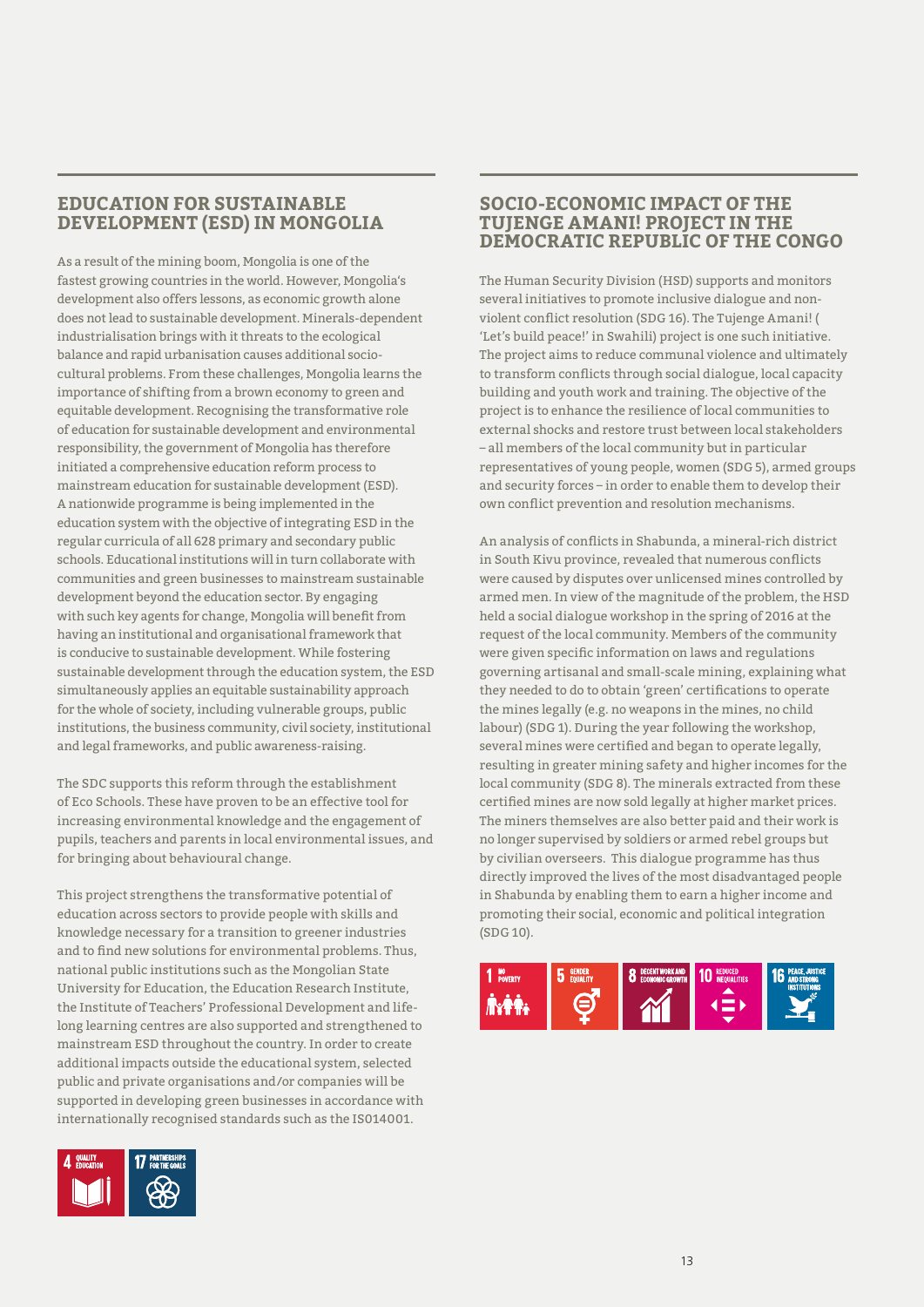## EDUCATION FOR SUSTAINABLE DEVELOPMENT (ESD) IN MONGOLIA

As a result of the mining boom, Mongolia is one of the fastest growing countries in the world. However, Mongolia's development also offers lessons, as economic growth alone does not lead to sustainable development. Minerals-dependent industrialisation brings with it threats to the ecological balance and rapid urbanisation causes additional socio-cultural problems. From these challenges, Mongolia learns the importance of shifting from a brown economy to green and equitable development. Recognising the transformative role of education for sustainable development and environmental responsibility, the government of Mongolia has therefore initiated a comprehensive education reform process to mainstream education for sustainable development (ESD). A nationwide programme is being implemented in the education system with the objective of integrating ESD in the regular curricula of all 628 primary and secondary public schools. Educational institutions will in turn collaborate with communities and green businesses to mainstream sustainable development beyond the education sector. By engaging with such key agents for change, Mongolia will benefit from having an institutional and organisational framework that is conducive to sustainable development. While fostering sustainable development through the education system, the ESD simultaneously applies an equitable sustainability approach for the whole of society, including vulnerable groups, public institutions, the business community, civil society, institutional and legal frameworks, and public awareness-raising.

The SDC supports this reform through the establishment of Eco Schools. These have proven to be an effective tool for increasing environmental knowledge and the engagement of pupils, teachers and parents in local environmental issues, and for bringing about behavioural change.

This project strengthens the transformative potential of education across sectors to provide people with skills and knowledge necessary for a transition to greener industries and to find new solutions for environmental problems. Thus, national public institutions such as the Mongolian State University for Education, the Education Research Institute, the Institute of Teachers' Professional Development and life-long learning centres are also supported and strengthened to mainstream ESD throughout the country. In order to create additional impacts outside the educational system, selected public and private organisations and/or companies will be supported in developing green businesses in accordance with internationally recognised standards such as the IS014001.

4 QUALITY EDUCATION | 17 PARTNERSHIPS FOR THE GOALS

## SOCIO-ECONOMIC IMPACT OF THE TUJENGE AMANI! PROJECT IN THE DEMOCRATIC REPUBLIC OF THE CONGO

The Human Security Division (HSD) supports and monitors several initiatives to promote inclusive dialogue and non-violent conflict resolution (SDG 16). The Tujenge Amani! ( 'Let's build peace!' in Swahili) project is one such initiative. The project aims to reduce communal violence and ultimately to transform conflicts through social dialogue, local capacity building and youth work and training. The objective of the project is to enhance the resilience of local communities to external shocks and restore trust between local stakeholders – all members of the local community but in particular representatives of young people, women (SDG 5), armed groups and security forces – in order to enable them to develop their own conflict prevention and resolution mechanisms.

An analysis of conflicts in Shabunda, a mineral-rich district in South Kivu province, revealed that numerous conflicts were caused by disputes over unlicensed mines controlled by armed men. In view of the magnitude of the problem, the HSD held a social dialogue workshop in the spring of 2016 at the request of the local community. Members of the community were given specific information on laws and regulations governing artisanal and small-scale mining, explaining what they needed to do to obtain 'green' certifications to operate the mines legally (e.g. no weapons in the mines, no child labour) (SDG 1). During the year following the workshop, several mines were certified and began to operate legally, resulting in greater mining safety and higher incomes for the local community (SDG 8). The minerals extracted from these certified mines are now sold legally at higher market prices. The miners themselves are also better paid and their work is no longer supervised by soldiers or armed rebel groups but by civilian overseers. This dialogue programme has thus directly improved the lives of the most disadvantaged people in Shabunda by enabling them to earn a higher income and promoting their social, economic and political integration (SDG 10).

1 NO POVERTY | 5 GENDER EQUALITY | 8 DECENT WORK AND ECONOMIC GROWTH | 10 REDUCED INEQUALITIES | 16 PEACE, JUSTICE AND STRONG INSTITUTIONS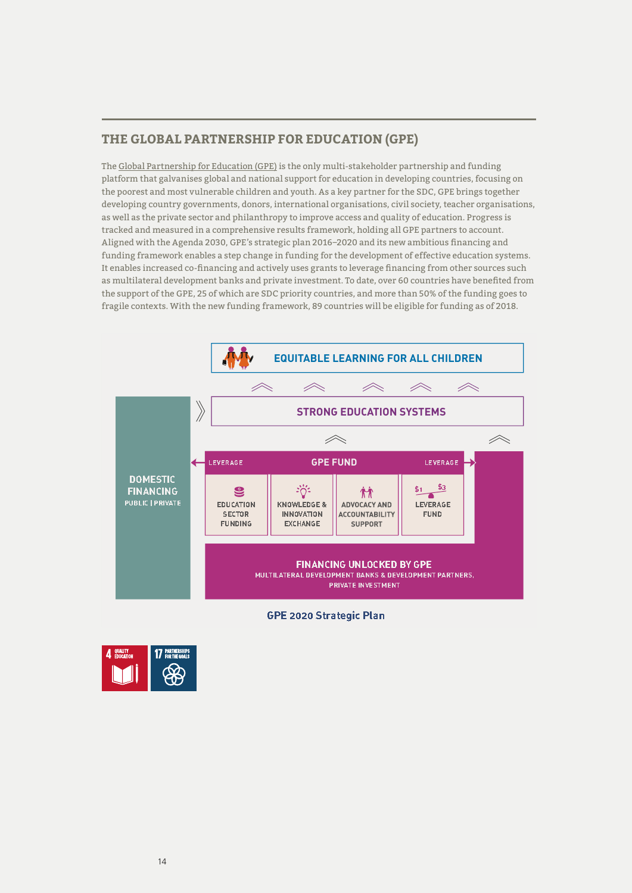## THE GLOBAL PARTNERSHIP FOR EDUCATION (GPE)

The Global Partnership for Education (GPE) is the only multi-stakeholder partnership and funding platform that galvanises global and national support for education in developing countries, focusing on the poorest and most vulnerable children and youth. As a key partner for the SDC, GPE brings together developing country governments, donors, international organisations, civil society, teacher organisations, as well as the private sector and philanthropy to improve access and quality of education. Progress is tracked and measured in a comprehensive results framework, holding all GPE partners to account. Aligned with the Agenda 2030, GPE's strategic plan 2016–2020 and its new ambitious financing and funding framework enables a step change in funding for the development of effective education systems. It enables increased co-financing and actively uses grants to leverage financing from other sources such as multilateral development banks and private investment. To date, over 60 countries have benefited from the support of the GPE, 25 of which are SDC priority countries, and more than 50% of the funding goes to fragile contexts. With the new funding framework, 89 countries will be eligible for funding as of 2018.

EQUITABLE LEARNING FOR ALL CHILDREN

STRONG EDUCATION SYSTEMS

DOMESTIC FINANCING
PUBLIC | PRIVATE

LEVERAGE — GPE FUND — LEVERAGE

- EDUCATION SECTOR FUNDING
- KNOWLEDGE & INNOVATION EXCHANGE
- ADVOCACY AND ACCOUNTABILITY SUPPORT
- $1 $3 LEVERAGE FUND

FINANCING UNLOCKED BY GPE
MULTILATERAL DEVELOPMENT BANKS & DEVELOPMENT PARTNERS, PRIVATE INVESTMENT

GPE 2020 Strategic Plan

4 QUALITY EDUCATION | 17 PARTNERSHIPS FOR THE GOALS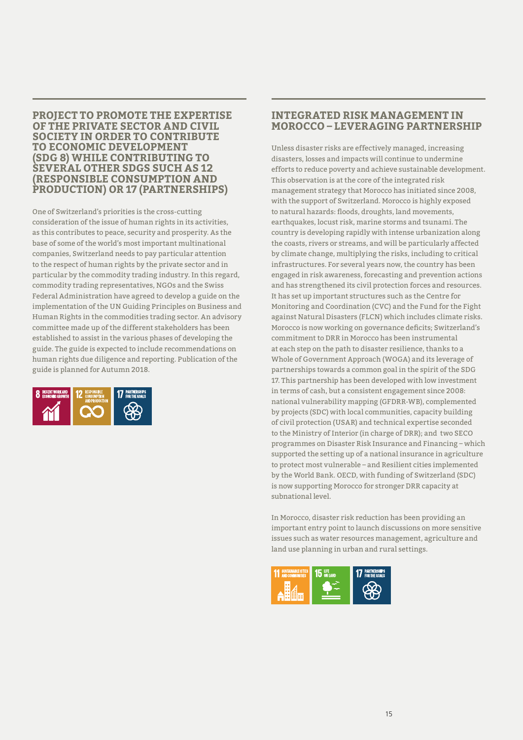## PROJECT TO PROMOTE THE EXPERTISE OF THE PRIVATE SECTOR AND CIVIL SOCIETY IN ORDER TO CONTRIBUTE TO ECONOMIC DEVELOPMENT (SDG 8) WHILE CONTRIBUTING TO SEVERAL OTHER SDGS SUCH AS 12 (RESPONSIBLE CONSUMPTION AND PRODUCTION) OR 17 (PARTNERSHIPS)

One of Switzerland's priorities is the cross-cutting consideration of the issue of human rights in its activities, as this contributes to peace, security and prosperity. As the base of some of the world's most important multinational companies, Switzerland needs to pay particular attention to the respect of human rights by the private sector and in particular by the commodity trading industry. In this regard, commodity trading representatives, NGOs and the Swiss Federal Administration have agreed to develop a guide on the implementation of the UN Guiding Principles on Business and Human Rights in the commodities trading sector. An advisory committee made up of the different stakeholders has been established to assist in the various phases of developing the guide. The guide is expected to include recommendations on human rights due diligence and reporting. Publication of the guide is planned for Autumn 2018.

8 DECENT WORK AND ECONOMIC GROWTH | 12 RESPONSIBLE CONSUMPTION AND PRODUCTION | 17 PARTNERSHIPS FOR THE GOALS

## INTEGRATED RISK MANAGEMENT IN MOROCCO – LEVERAGING PARTNERSHIP

Unless disaster risks are effectively managed, increasing disasters, losses and impacts will continue to undermine efforts to reduce poverty and achieve sustainable development. This observation is at the core of the integrated risk management strategy that Morocco has initiated since 2008, with the support of Switzerland. Morocco is highly exposed to natural hazards: floods, droughts, land movements, earthquakes, locust risk, marine storms and tsunami. The country is developing rapidly with intense urbanization along the coasts, rivers or streams, and will be particularly affected by climate change, multiplying the risks, including to critical infrastructures. For several years now, the country has been engaged in risk awareness, forecasting and prevention actions and has strengthened its civil protection forces and resources. It has set up important structures such as the Centre for Monitoring and Coordination (CVC) and the Fund for the Fight against Natural Disasters (FLCN) which includes climate risks. Morocco is now working on governance deficits; Switzerland's commitment to DRR in Morocco has been instrumental at each step on the path to disaster resilience, thanks to a Whole of Government Approach (WOGA) and its leverage of partnerships towards a common goal in the spirit of the SDG 17. This partnership has been developed with low investment in terms of cash, but a consistent engagement since 2008: national vulnerability mapping (GFDRR-WB), complemented by projects (SDC) with local communities, capacity building of civil protection (USAR) and technical expertise seconded to the Ministry of Interior (in charge of DRR); and two SECO programmes on Disaster Risk Insurance and Financing – which supported the setting up of a national insurance in agriculture to protect most vulnerable – and Resilient cities implemented by the World Bank. OECD, with funding of Switzerland (SDC) is now supporting Morocco for stronger DRR capacity at subnational level.

In Morocco, disaster risk reduction has been providing an important entry point to launch discussions on more sensitive issues such as water resources management, agriculture and land use planning in urban and rural settings.

11 SUSTAINABLE CITIES AND COMMUNITIES | 15 LIFE ON LAND | 17 PARTNERSHIPS FOR THE GOALS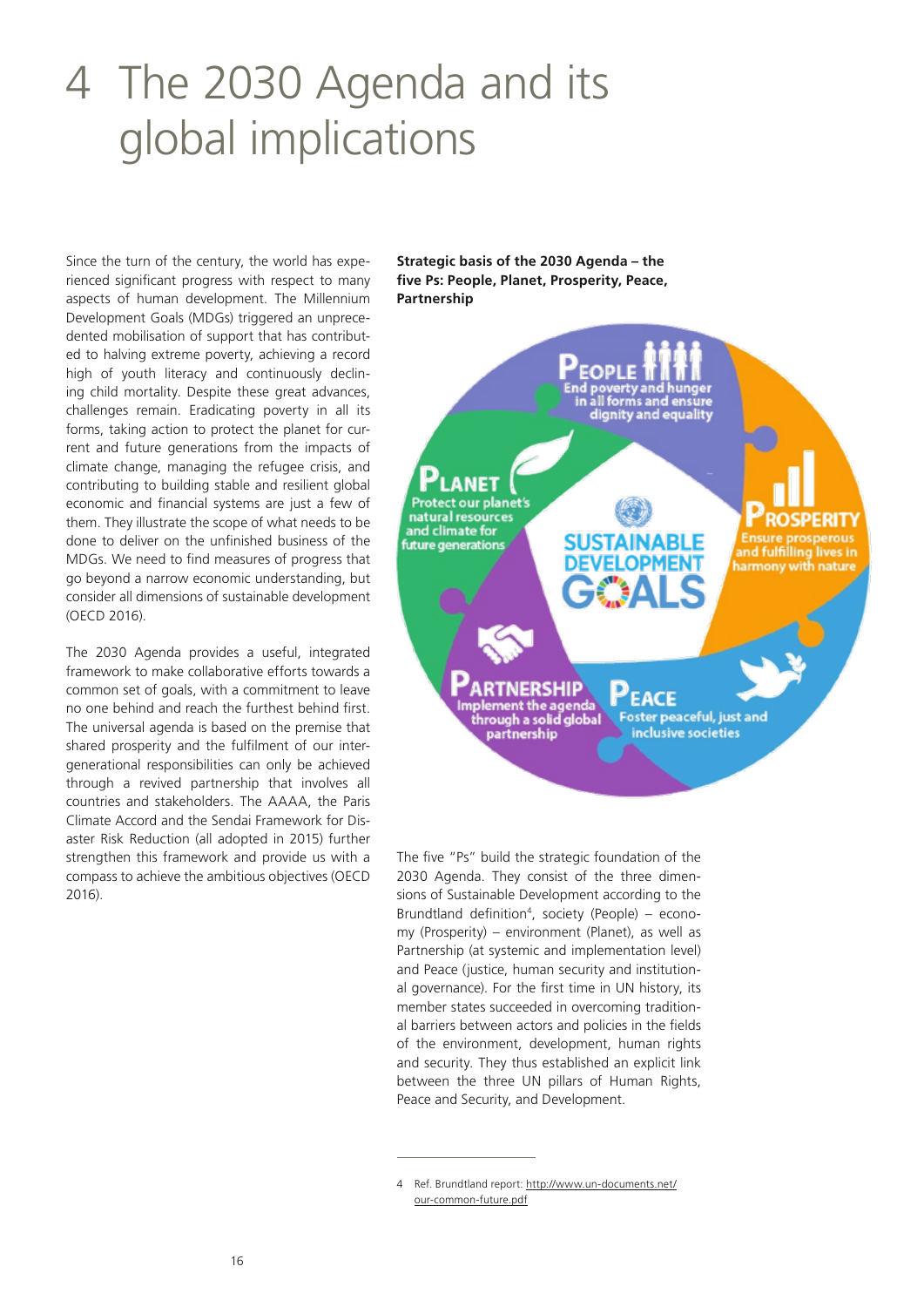# 4 The 2030 Agenda and its global implications

Since the turn of the century, the world has experienced significant progress with respect to many aspects of human development. The Millennium Development Goals (MDGs) triggered an unprecedented mobilisation of support that has contributed to halving extreme poverty, achieving a record high of youth literacy and continuously declining child mortality. Despite these great advances, challenges remain. Eradicating poverty in all its forms, taking action to protect the planet for current and future generations from the impacts of climate change, managing the refugee crisis, and contributing to building stable and resilient global economic and financial systems are just a few of them. They illustrate the scope of what needs to be done to deliver on the unfinished business of the MDGs. We need to find measures of progress that go beyond a narrow economic understanding, but consider all dimensions of sustainable development (OECD 2016).

The 2030 Agenda provides a useful, integrated framework to make collaborative efforts towards a common set of goals, with a commitment to leave no one behind and reach the furthest behind first. The universal agenda is based on the premise that shared prosperity and the fulfilment of our intergenerational responsibilities can only be achieved through a revived partnership that involves all countries and stakeholders. The AAAA, the Paris Climate Accord and the Sendai Framework for Disaster Risk Reduction (all adopted in 2015) further strengthen this framework and provide us with a compass to achieve the ambitious objectives (OECD 2016).

**Strategic basis of the 2030 Agenda – the five Ps: People, Planet, Prosperity, Peace, Partnership**

PEOPLE – End poverty and hunger in all forms and ensure dignity and equality

PLANET – Protect our planet's natural resources and climate for future generations

PROSPERITY – Ensure prosperous and fulfilling lives in harmony with nature

PARTNERSHIP – Implement the agenda through a solid global partnership

PEACE – Foster peaceful, just and inclusive societies

SUSTAINABLE DEVELOPMENT GOALS

The five "Ps" build the strategic foundation of the 2030 Agenda. They consist of the three dimensions of Sustainable Development according to the Brundtland definition[4], society (People) – economy (Prosperity) – environment (Planet), as well as Partnership (at systemic and implementation level) and Peace (justice, human security and institutional governance). For the first time in UN history, its member states succeeded in overcoming traditional barriers between actors and policies in the fields of the environment, development, human rights and security. They thus established an explicit link between the three UN pillars of Human Rights, Peace and Security, and Development.

4 Ref. Brundtland report: http://www.un-documents.net/our-common-future.pdf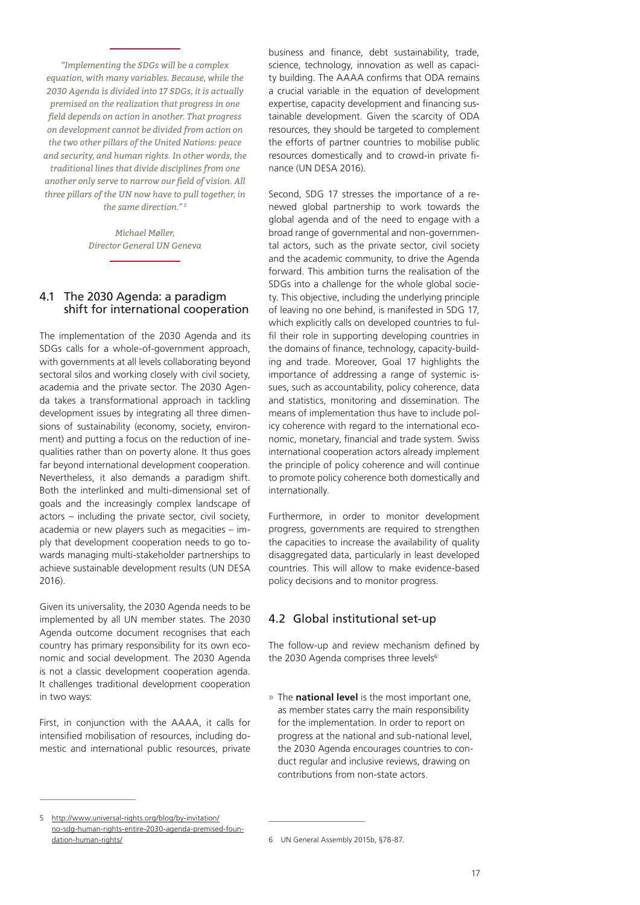*"Implementing the SDGs will be a complex equation, with many variables. Because, while the 2030 Agenda is divided into 17 SDGs, it is actually premised on the realization that progress in one field depends on action in another. That progress on development cannot be divided from action on the two other pillars of the United Nations: peace and security, and human rights. In other words, the traditional lines that divide disciplines from one another only serve to narrow our field of vision. All three pillars of the UN now have to pull together, in the same direction."* [5]

*Michael Møller,*
*Director General UN Geneva*

## 4.1 The 2030 Agenda: a paradigm shift for international cooperation

The implementation of the 2030 Agenda and its SDGs calls for a whole-of-government approach, with governments at all levels collaborating beyond sectoral silos and working closely with civil society, academia and the private sector. The 2030 Agenda takes a transformational approach in tackling development issues by integrating all three dimensions of sustainability (economy, society, environment) and putting a focus on the reduction of inequalities rather than on poverty alone. It thus goes far beyond international development cooperation. Nevertheless, it also demands a paradigm shift. Both the interlinked and multi-dimensional set of goals and the increasingly complex landscape of actors – including the private sector, civil society, academia or new players such as megacities – imply that development cooperation needs to go towards managing multi-stakeholder partnerships to achieve sustainable development results (UN DESA 2016).

Given its universality, the 2030 Agenda needs to be implemented by all UN member states. The 2030 Agenda outcome document recognises that each country has primary responsibility for its own economic and social development. The 2030 Agenda is not a classic development cooperation agenda. It challenges traditional development cooperation in two ways:

First, in conjunction with the AAAA, it calls for intensified mobilisation of resources, including domestic and international public resources, private business and finance, debt sustainability, trade, science, technology, innovation as well as capacity building. The AAAA confirms that ODA remains a crucial variable in the equation of development expertise, capacity development and financing sustainable development. Given the scarcity of ODA resources, they should be targeted to complement the efforts of partner countries to mobilise public resources domestically and to crowd-in private finance (UN DESA 2016).

Second, SDG 17 stresses the importance of a renewed global partnership to work towards the global agenda and of the need to engage with a broad range of governmental and non-governmental actors, such as the private sector, civil society and the academic community, to drive the Agenda forward. This ambition turns the realisation of the SDGs into a challenge for the whole global society. This objective, including the underlying principle of leaving no one behind, is manifested in SDG 17, which explicitly calls on developed countries to fulfil their role in supporting developing countries in the domains of finance, technology, capacity-building and trade. Moreover, Goal 17 highlights the importance of addressing a range of systemic issues, such as accountability, policy coherence, data and statistics, monitoring and dissemination. The means of implementation thus have to include policy coherence with regard to the international economic, monetary, financial and trade system. Swiss international cooperation actors already implement the principle of policy coherence and will continue to promote policy coherence both domestically and internationally.

Furthermore, in order to monitor development progress, governments are required to strengthen the capacities to increase the availability of quality disaggregated data, particularly in least developed countries. This will allow to make evidence-based policy decisions and to monitor progress.

## 4.2 Global institutional set-up

The follow-up and review mechanism defined by the 2030 Agenda comprises three levels[6]:

- The **national level** is the most important one, as member states carry the main responsibility for the implementation. In order to report on progress at the national and sub-national level, the 2030 Agenda encourages countries to conduct regular and inclusive reviews, drawing on contributions from non-state actors.

---

5 http://www.universal-rights.org/blog/by-invitation/no-sdg-human-rights-entire-2030-agenda-premised-foundation-human-rights/

6 UN General Assembly 2015b, §78-87.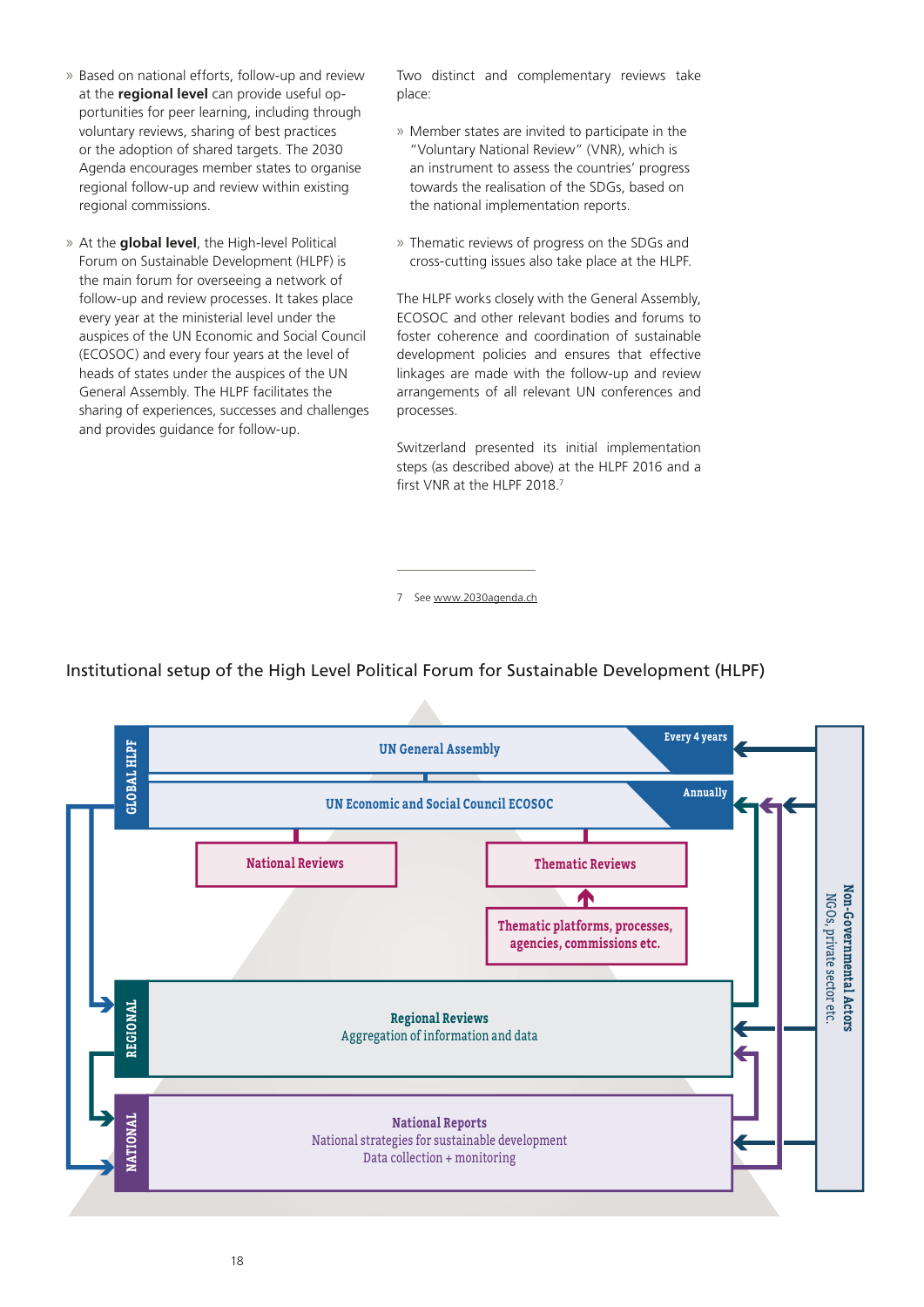- Based on national efforts, follow-up and review at the **regional level** can provide useful opportunities for peer learning, including through voluntary reviews, sharing of best practices or the adoption of shared targets. The 2030 Agenda encourages member states to organise regional follow-up and review within existing regional commissions.

- At the **global level**, the High-level Political Forum on Sustainable Development (HLPF) is the main forum for overseeing a network of follow-up and review processes. It takes place every year at the ministerial level under the auspices of the UN Economic and Social Council (ECOSOC) and every four years at the level of heads of states under the auspices of the UN General Assembly. The HLPF facilitates the sharing of experiences, successes and challenges and provides guidance for follow-up.

Two distinct and complementary reviews take place:

- Member states are invited to participate in the "Voluntary National Review" (VNR), which is an instrument to assess the countries' progress towards the realisation of the SDGs, based on the national implementation reports.

- Thematic reviews of progress on the SDGs and cross-cutting issues also take place at the HLPF.

The HLPF works closely with the General Assembly, ECOSOC and other relevant bodies and forums to foster coherence and coordination of sustainable development policies and ensures that effective linkages are made with the follow-up and review arrangements of all relevant UN conferences and processes.

Switzerland presented its initial implementation steps (as described above) at the HLPF 2016 and a first VNR at the HLPF 2018.[7]

7 See www.2030agenda.ch

## Institutional setup of the High Level Political Forum for Sustainable Development (HLPF)

**GLOBAL HLPF**
- UN General Assembly — Every 4 years
- UN Economic and Social Council ECOSOC — Annually
- National Reviews
- Thematic Reviews
- Thematic platforms, processes, agencies, commissions etc.

**REGIONAL**
- Regional Reviews
- Aggregation of information and data

**NATIONAL**
- National Reports
- National strategies for sustainable development
- Data collection + monitoring

**Non-Governmental Actors**
NGOs, private sector etc.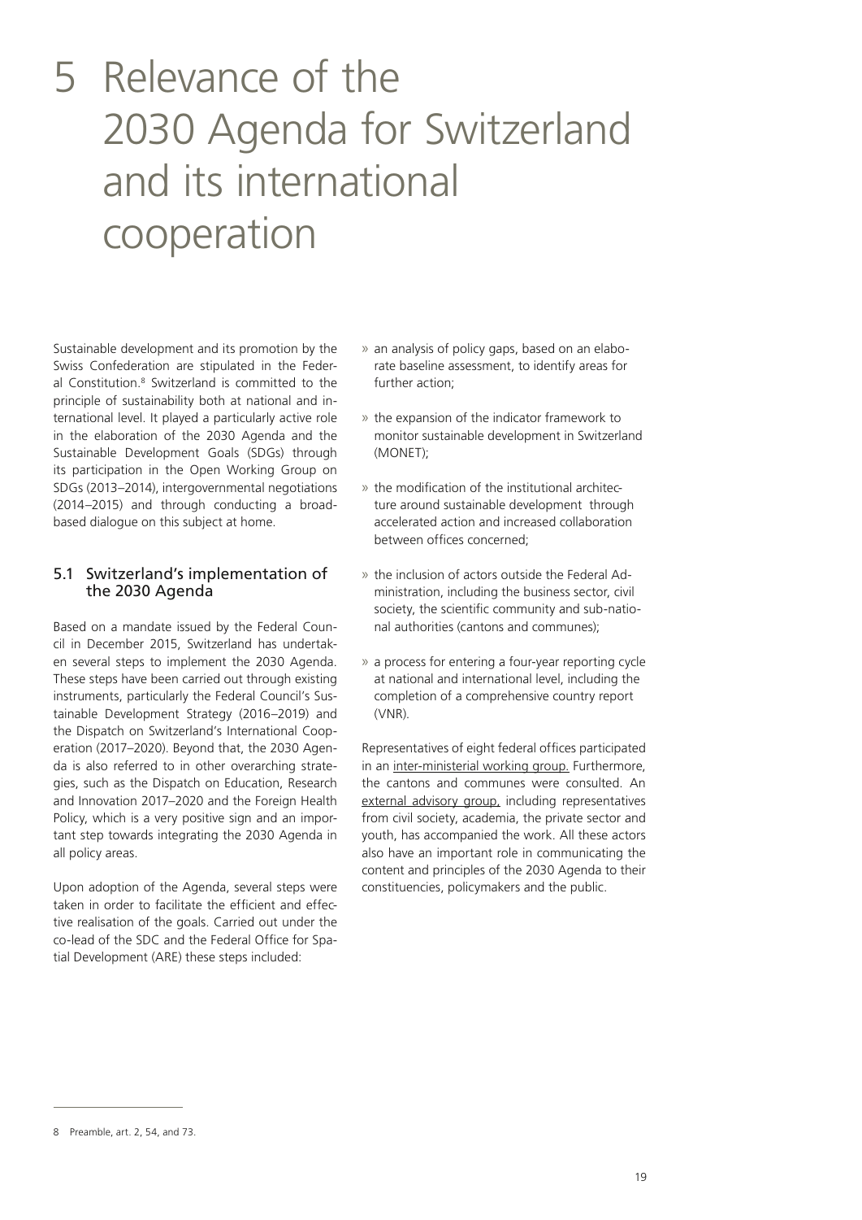# 5 Relevance of the 2030 Agenda for Switzerland and its international cooperation

Sustainable development and its promotion by the Swiss Confederation are stipulated in the Federal Constitution.[8] Switzerland is committed to the principle of sustainability both at national and international level. It played a particularly active role in the elaboration of the 2030 Agenda and the Sustainable Development Goals (SDGs) through its participation in the Open Working Group on SDGs (2013–2014), intergovernmental negotiations (2014–2015) and through conducting a broad-based dialogue on this subject at home.

## 5.1 Switzerland's implementation of the 2030 Agenda

Based on a mandate issued by the Federal Council in December 2015, Switzerland has undertaken several steps to implement the 2030 Agenda. These steps have been carried out through existing instruments, particularly the Federal Council's Sustainable Development Strategy (2016–2019) and the Dispatch on Switzerland's International Cooperation (2017–2020). Beyond that, the 2030 Agenda is also referred to in other overarching strategies, such as the Dispatch on Education, Research and Innovation 2017–2020 and the Foreign Health Policy, which is a very positive sign and an important step towards integrating the 2030 Agenda in all policy areas.

Upon adoption of the Agenda, several steps were taken in order to facilitate the efficient and effective realisation of the goals. Carried out under the co-lead of the SDC and the Federal Office for Spatial Development (ARE) these steps included:

- an analysis of policy gaps, based on an elaborate baseline assessment, to identify areas for further action;
- the expansion of the indicator framework to monitor sustainable development in Switzerland (MONET);
- the modification of the institutional architecture around sustainable development through accelerated action and increased collaboration between offices concerned;
- the inclusion of actors outside the Federal Administration, including the business sector, civil society, the scientific community and sub-national authorities (cantons and communes);
- a process for entering a four-year reporting cycle at national and international level, including the completion of a comprehensive country report (VNR).

Representatives of eight federal offices participated in an inter-ministerial working group. Furthermore, the cantons and communes were consulted. An external advisory group, including representatives from civil society, academia, the private sector and youth, has accompanied the work. All these actors also have an important role in communicating the content and principles of the 2030 Agenda to their constituencies, policymakers and the public.

---

8 Preamble, art. 2, 54, and 73.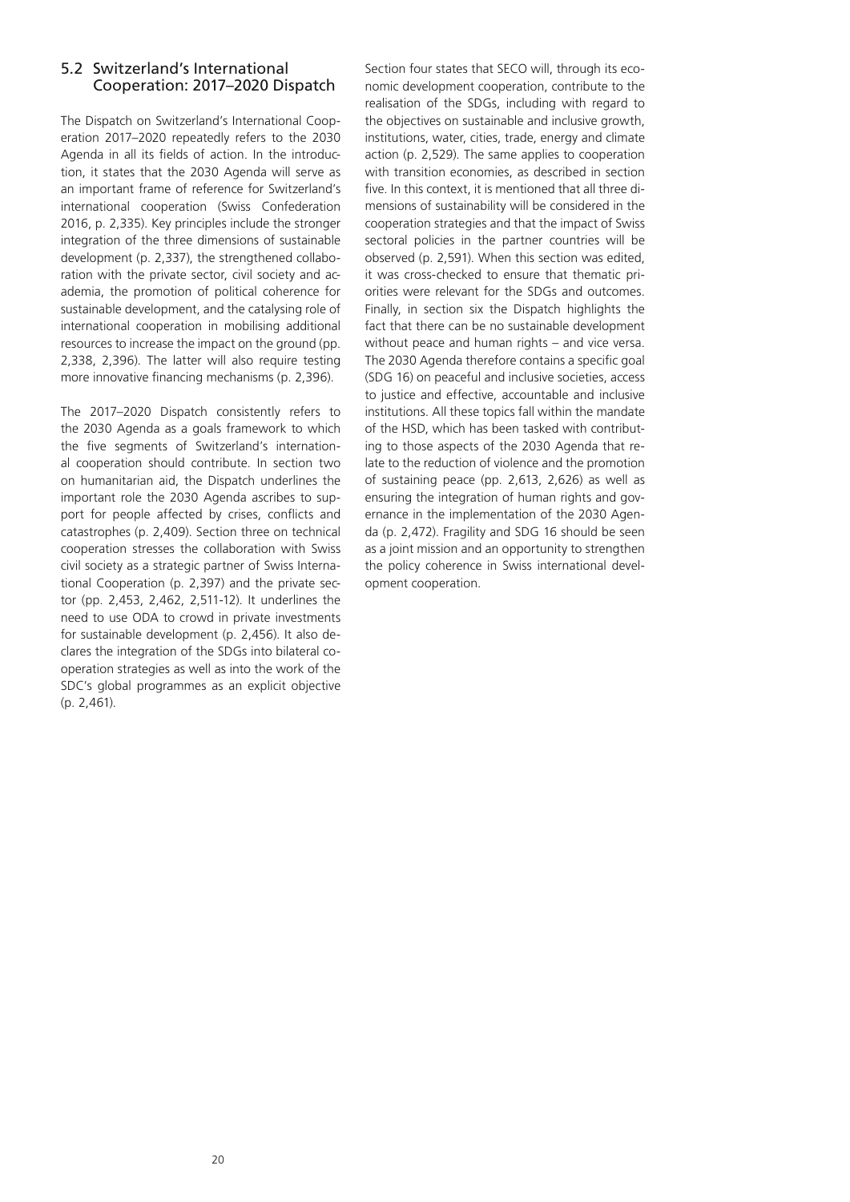## 5.2 Switzerland's International Cooperation: 2017–2020 Dispatch

The Dispatch on Switzerland's International Cooperation 2017–2020 repeatedly refers to the 2030 Agenda in all its fields of action. In the introduction, it states that the 2030 Agenda will serve as an important frame of reference for Switzerland's international cooperation (Swiss Confederation 2016, p. 2,335). Key principles include the stronger integration of the three dimensions of sustainable development (p. 2,337), the strengthened collaboration with the private sector, civil society and academia, the promotion of political coherence for sustainable development, and the catalysing role of international cooperation in mobilising additional resources to increase the impact on the ground (pp. 2,338, 2,396). The latter will also require testing more innovative financing mechanisms (p. 2,396).

The 2017–2020 Dispatch consistently refers to the 2030 Agenda as a goals framework to which the five segments of Switzerland's international cooperation should contribute. In section two on humanitarian aid, the Dispatch underlines the important role the 2030 Agenda ascribes to support for people affected by crises, conflicts and catastrophes (p. 2,409). Section three on technical cooperation stresses the collaboration with Swiss civil society as a strategic partner of Swiss International Cooperation (p. 2,397) and the private sector (pp. 2,453, 2,462, 2,511-12). It underlines the need to use ODA to crowd in private investments for sustainable development (p. 2,456). It also declares the integration of the SDGs into bilateral cooperation strategies as well as into the work of the SDC's global programmes as an explicit objective (p. 2,461).

Section four states that SECO will, through its economic development cooperation, contribute to the realisation of the SDGs, including with regard to the objectives on sustainable and inclusive growth, institutions, water, cities, trade, energy and climate action (p. 2,529). The same applies to cooperation with transition economies, as described in section five. In this context, it is mentioned that all three dimensions of sustainability will be considered in the cooperation strategies and that the impact of Swiss sectoral policies in the partner countries will be observed (p. 2,591). When this section was edited, it was cross-checked to ensure that thematic priorities were relevant for the SDGs and outcomes. Finally, in section six the Dispatch highlights the fact that there can be no sustainable development without peace and human rights – and vice versa. The 2030 Agenda therefore contains a specific goal (SDG 16) on peaceful and inclusive societies, access to justice and effective, accountable and inclusive institutions. All these topics fall within the mandate of the HSD, which has been tasked with contributing to those aspects of the 2030 Agenda that relate to the reduction of violence and the promotion of sustaining peace (pp. 2,613, 2,626) as well as ensuring the integration of human rights and governance in the implementation of the 2030 Agenda (p. 2,472). Fragility and SDG 16 should be seen as a joint mission and an opportunity to strengthen the policy coherence in Swiss international development cooperation.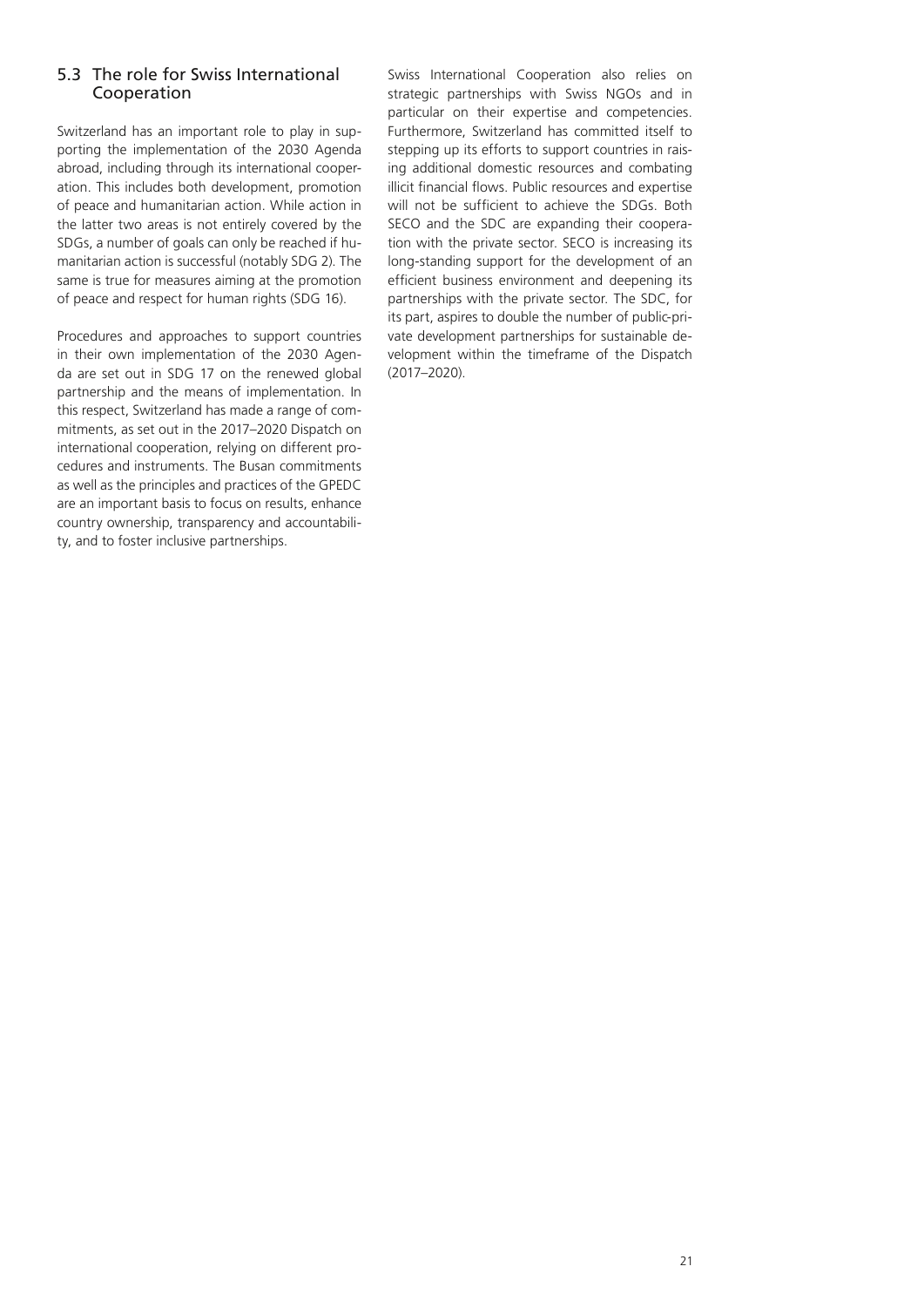## 5.3 The role for Swiss International Cooperation

Switzerland has an important role to play in supporting the implementation of the 2030 Agenda abroad, including through its international cooperation. This includes both development, promotion of peace and humanitarian action. While action in the latter two areas is not entirely covered by the SDGs, a number of goals can only be reached if humanitarian action is successful (notably SDG 2). The same is true for measures aiming at the promotion of peace and respect for human rights (SDG 16).

Procedures and approaches to support countries in their own implementation of the 2030 Agenda are set out in SDG 17 on the renewed global partnership and the means of implementation. In this respect, Switzerland has made a range of commitments, as set out in the 2017–2020 Dispatch on international cooperation, relying on different procedures and instruments. The Busan commitments as well as the principles and practices of the GPEDC are an important basis to focus on results, enhance country ownership, transparency and accountability, and to foster inclusive partnerships.

Swiss International Cooperation also relies on strategic partnerships with Swiss NGOs and in particular on their expertise and competencies. Furthermore, Switzerland has committed itself to stepping up its efforts to support countries in raising additional domestic resources and combating illicit financial flows. Public resources and expertise will not be sufficient to achieve the SDGs. Both SECO and the SDC are expanding their cooperation with the private sector. SECO is increasing its long-standing support for the development of an efficient business environment and deepening its partnerships with the private sector. The SDC, for its part, aspires to double the number of public-private development partnerships for sustainable development within the timeframe of the Dispatch (2017–2020).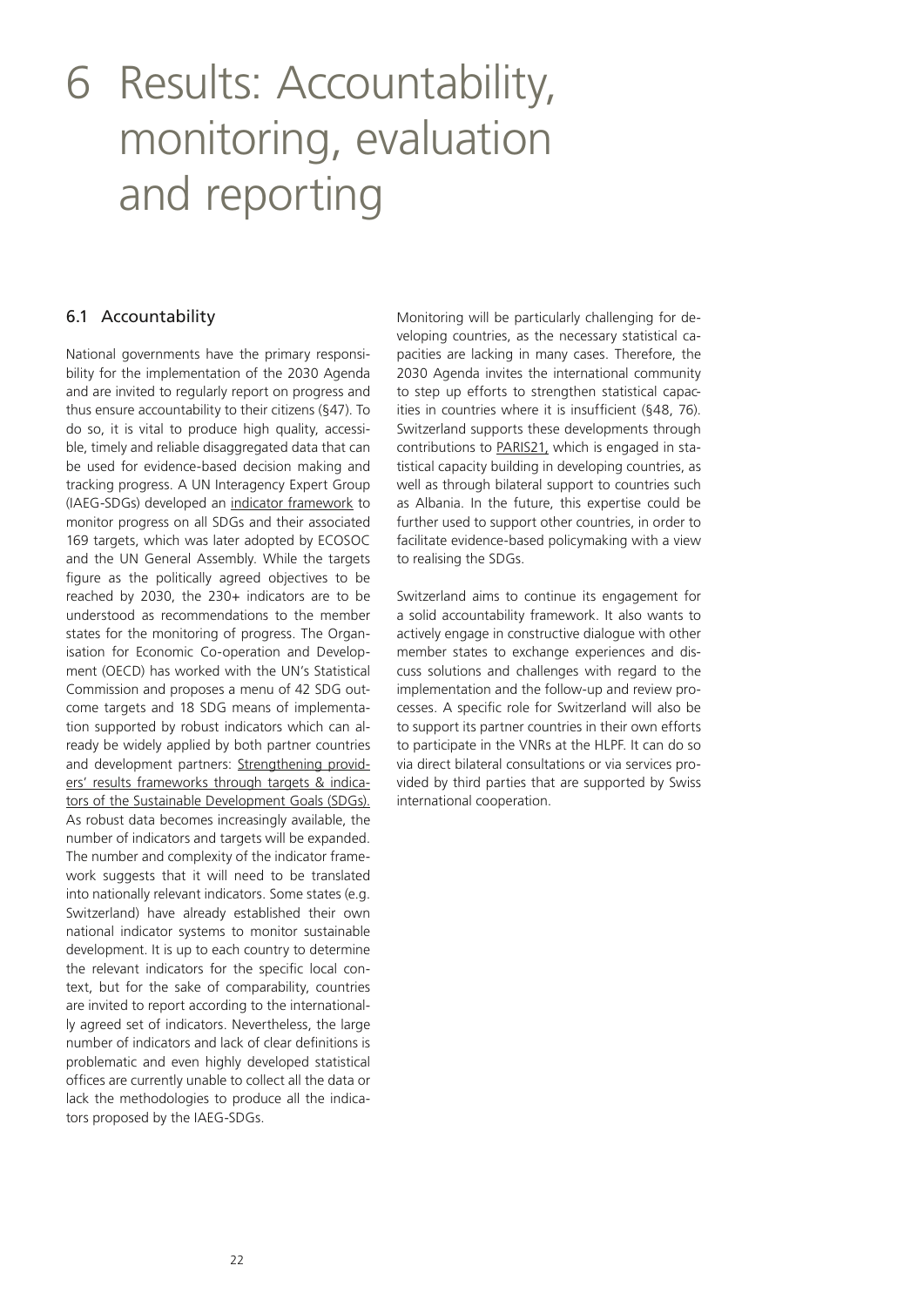# 6 Results: Accountability, monitoring, evaluation and reporting

## 6.1 Accountability

National governments have the primary responsibility for the implementation of the 2030 Agenda and are invited to regularly report on progress and thus ensure accountability to their citizens (§47). To do so, it is vital to produce high quality, accessible, timely and reliable disaggregated data that can be used for evidence-based decision making and tracking progress. A UN Interagency Expert Group (IAEG-SDGs) developed an indicator framework to monitor progress on all SDGs and their associated 169 targets, which was later adopted by ECOSOC and the UN General Assembly. While the targets figure as the politically agreed objectives to be reached by 2030, the 230+ indicators are to be understood as recommendations to the member states for the monitoring of progress. The Organisation for Economic Co-operation and Development (OECD) has worked with the UN's Statistical Commission and proposes a menu of 42 SDG outcome targets and 18 SDG means of implementation supported by robust indicators which can already be widely applied by both partner countries and development partners: Strengthening providers' results frameworks through targets & indicators of the Sustainable Development Goals (SDGs). As robust data becomes increasingly available, the number of indicators and targets will be expanded. The number and complexity of the indicator framework suggests that it will need to be translated into nationally relevant indicators. Some states (e.g. Switzerland) have already established their own national indicator systems to monitor sustainable development. It is up to each country to determine the relevant indicators for the specific local context, but for the sake of comparability, countries are invited to report according to the internationally agreed set of indicators. Nevertheless, the large number of indicators and lack of clear definitions is problematic and even highly developed statistical offices are currently unable to collect all the data or lack the methodologies to produce all the indicators proposed by the IAEG-SDGs.

Monitoring will be particularly challenging for developing countries, as the necessary statistical capacities are lacking in many cases. Therefore, the 2030 Agenda invites the international community to step up efforts to strengthen statistical capacities in countries where it is insufficient (§48, 76). Switzerland supports these developments through contributions to PARIS21, which is engaged in statistical capacity building in developing countries, as well as through bilateral support to countries such as Albania. In the future, this expertise could be further used to support other countries, in order to facilitate evidence-based policymaking with a view to realising the SDGs.

Switzerland aims to continue its engagement for a solid accountability framework. It also wants to actively engage in constructive dialogue with other member states to exchange experiences and discuss solutions and challenges with regard to the implementation and the follow-up and review processes. A specific role for Switzerland will also be to support its partner countries in their own efforts to participate in the VNRs at the HLPF. It can do so via direct bilateral consultations or via services provided by third parties that are supported by Swiss international cooperation.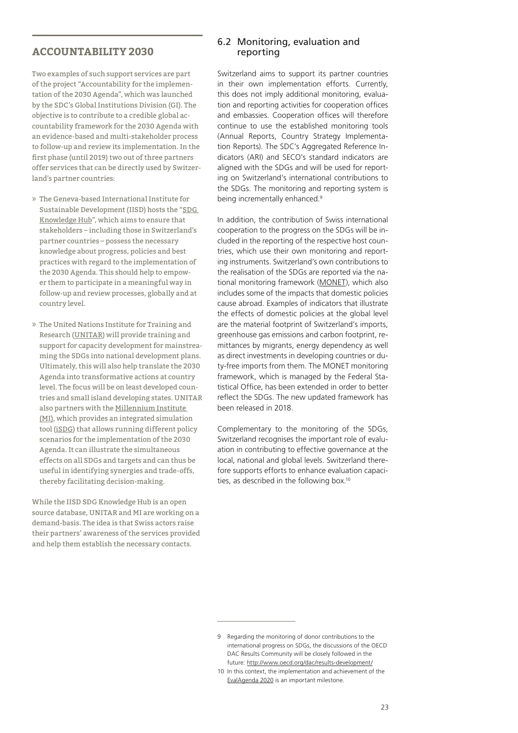## ACCOUNTABILITY 2030

Two examples of such support services are part of the project "Accountability for the implementation of the 2030 Agenda", which was launched by the SDC's Global Institutions Division (GI). The objective is to contribute to a credible global accountability framework for the 2030 Agenda with an evidence-based and multi-stakeholder process to follow-up and review its implementation. In the first phase (until 2019) two out of three partners offer services that can be directly used by Switzerland's partner countries:

- The Geneva-based International Institute for Sustainable Development (IISD) hosts the "SDG Knowledge Hub", which aims to ensure that stakeholders – including those in Switzerland's partner countries – possess the necessary knowledge about progress, policies and best practices with regard to the implementation of the 2030 Agenda. This should help to empower them to participate in a meaningful way in follow-up and review processes, globally and at country level.
- The United Nations Institute for Training and Research (UNITAR) will provide training and support for capacity development for mainstreaming the SDGs into national development plans. Ultimately, this will also help translate the 2030 Agenda into transformative actions at country level. The focus will be on least developed countries and small island developing states. UNITAR also partners with the Millennium Institute (MI), which provides an integrated simulation tool (iSDG) that allows running different policy scenarios for the implementation of the 2030 Agenda. It can illustrate the simultaneous effects on all SDGs and targets and can thus be useful in identifying synergies and trade-offs, thereby facilitating decision-making.

While the IISD SDG Knowledge Hub is an open source database, UNITAR and MI are working on a demand-basis. The idea is that Swiss actors raise their partners' awareness of the services provided and help them establish the necessary contacts.

## 6.2 Monitoring, evaluation and reporting

Switzerland aims to support its partner countries in their own implementation efforts. Currently, this does not imply additional monitoring, evaluation and reporting activities for cooperation offices and embassies. Cooperation offices will therefore continue to use the established monitoring tools (Annual Reports, Country Strategy Implementation Reports). The SDC's Aggregated Reference Indicators (ARI) and SECO's standard indicators are aligned with the SDGs and will be used for reporting on Switzerland's international contributions to the SDGs. The monitoring and reporting system is being incrementally enhanced.[9]

In addition, the contribution of Swiss international cooperation to the progress on the SDGs will be included in the reporting of the respective host countries, which use their own monitoring and reporting instruments. Switzerland's own contributions to the realisation of the SDGs are reported via the national monitoring framework (MONET), which also includes some of the impacts that domestic policies cause abroad. Examples of indicators that illustrate the effects of domestic policies at the global level are the material footprint of Switzerland's imports, greenhouse gas emissions and carbon footprint, remittances by migrants, energy dependency as well as direct investments in developing countries or duty-free imports from them. The MONET monitoring framework, which is managed by the Federal Statistical Office, has been extended in order to better reflect the SDGs. The new updated framework has been released in 2018.

Complementary to the monitoring of the SDGs, Switzerland recognises the important role of evaluation in contributing to effective governance at the local, national and global levels. Switzerland therefore supports efforts to enhance evaluation capacities, as described in the following box.[10]

---

9 Regarding the monitoring of donor contributions to the international progress on SDGs, the discussions of the OECD DAC Results Community will be closely followed in the future: http://www.oecd.org/dac/results-development/

10 In this context, the implementation and achievement of the EvalAgenda 2020 is an important milestone.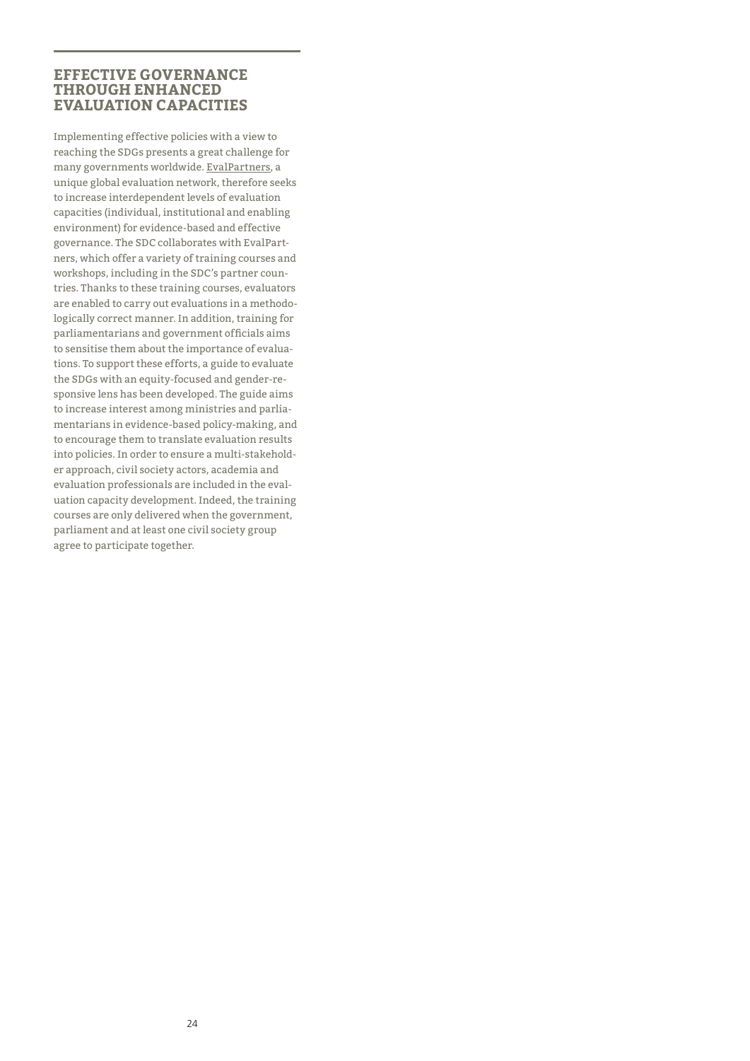## EFFECTIVE GOVERNANCE THROUGH ENHANCED EVALUATION CAPACITIES

Implementing effective policies with a view to reaching the SDGs presents a great challenge for many governments worldwide. EvalPartners, a unique global evaluation network, therefore seeks to increase interdependent levels of evaluation capacities (individual, institutional and enabling environment) for evidence-based and effective governance. The SDC collaborates with EvalPartners, which offer a variety of training courses and workshops, including in the SDC's partner countries. Thanks to these training courses, evaluators are enabled to carry out evaluations in a methodologically correct manner. In addition, training for parliamentarians and government officials aims to sensitise them about the importance of evaluations. To support these efforts, a guide to evaluate the SDGs with an equity-focused and gender-responsive lens has been developed. The guide aims to increase interest among ministries and parliamentarians in evidence-based policy-making, and to encourage them to translate evaluation results into policies. In order to ensure a multi-stakeholder approach, civil society actors, academia and evaluation professionals are included in the evaluation capacity development. Indeed, the training courses are only delivered when the government, parliament and at least one civil society group agree to participate together.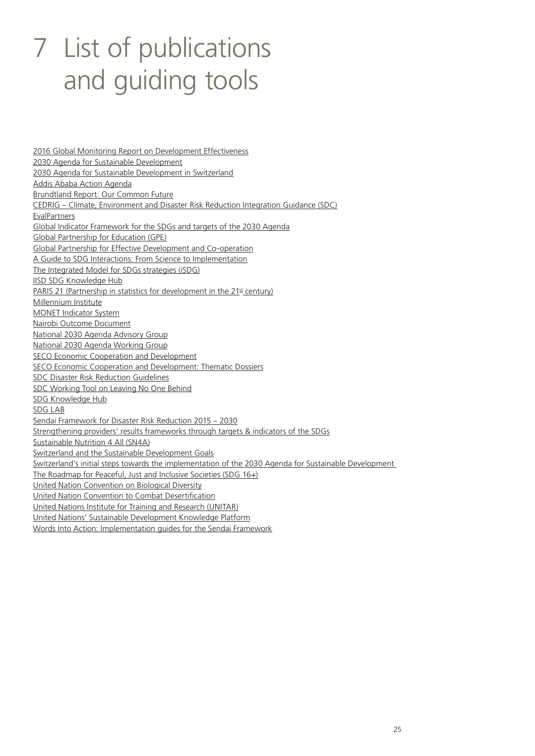# 7 List of publications and guiding tools

2016 Global Monitoring Report on Development Effectiveness
2030 Agenda for Sustainable Development
2030 Agenda for Sustainable Development in Switzerland
Addis Ababa Action Agenda
Brundtland Report: Our Common Future
CEDRIG – Climate, Environment and Disaster Risk Reduction Integration Guidance (SDC)
EvalPartners
Global Indicator Framework for the SDGs and targets of the 2030 Agenda
Global Partnership for Education (GPE)
Global Partnership for Effective Development and Co-operation
A Guide to SDG Interactions: From Science to Implementation
The Integrated Model for SDGs strategies (iSDG)
IISD SDG Knowledge Hub
PARIS 21 (Partnership in statistics for development in the 21st century)
Millennium Institute
MONET Indicator System
Nairobi Outcome Document
National 2030 Agenda Advisory Group
National 2030 Agenda Working Group
SECO Economic Cooperation and Development
SECO Economic Cooperation and Development: Thematic Dossiers
SDC Disaster Risk Reduction Guidelines
SDC Working Tool on Leaving No One Behind
SDG Knowledge Hub
SDG LAB
Sendai Framework for Disaster Risk Reduction 2015 – 2030
Strengthening providers' results frameworks through targets & indicators of the SDGs
Sustainable Nutrition 4 All (SN4A)
Switzerland and the Sustainable Development Goals
Switzerland's initial steps towards the implementation of the 2030 Agenda for Sustainable Development
The Roadmap for Peaceful, Just and Inclusive Societies (SDG 16+)
United Nation Convention on Biological Diversity
United Nation Convention to Combat Desertification
United Nations Institute for Training and Research (UNITAR)
United Nations' Sustainable Development Knowledge Platform
Words Into Action: Implementation guides for the Sendai Framework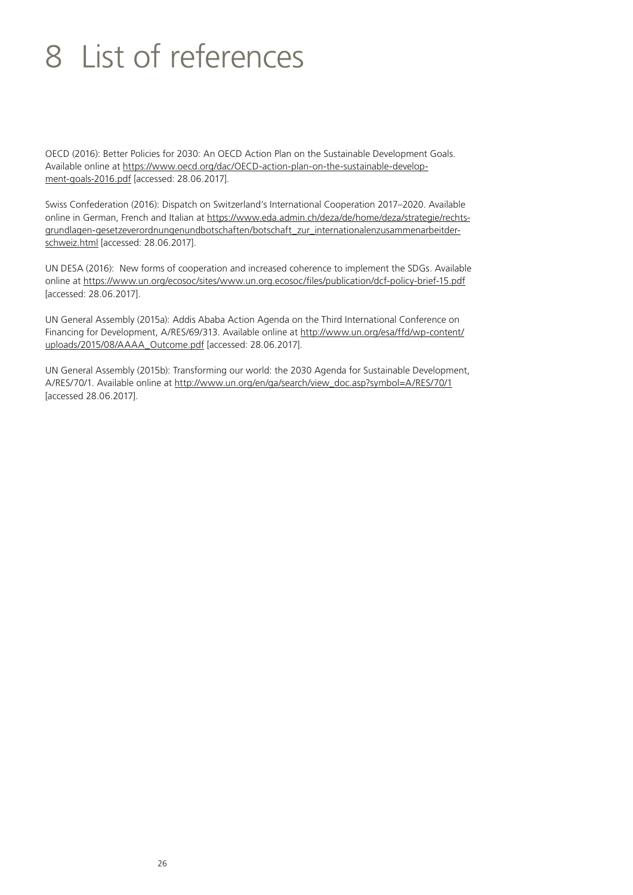# 8 List of references

OECD (2016): Better Policies for 2030: An OECD Action Plan on the Sustainable Development Goals. Available online at https://www.oecd.org/dac/OECD-action-plan-on-the-sustainable-development-goals-2016.pdf [accessed: 28.06.2017].

Swiss Confederation (2016): Dispatch on Switzerland's International Cooperation 2017–2020. Available online in German, French and Italian at https://www.eda.admin.ch/deza/de/home/deza/strategie/rechtsgrundlagen-gesetzeverordnungenundbotschaften/botschaft_zur_internationalenzusammenarbeitder-schweiz.html [accessed: 28.06.2017].

UN DESA (2016): New forms of cooperation and increased coherence to implement the SDGs. Available online at https://www.un.org/ecosoc/sites/www.un.org.ecosoc/files/publication/dcf-policy-brief-15.pdf [accessed: 28.06.2017].

UN General Assembly (2015a): Addis Ababa Action Agenda on the Third International Conference on Financing for Development, A/RES/69/313. Available online at http://www.un.org/esa/ffd/wp-content/uploads/2015/08/AAAA_Outcome.pdf [accessed: 28.06.2017].

UN General Assembly (2015b): Transforming our world: the 2030 Agenda for Sustainable Development, A/RES/70/1. Available online at http://www.un.org/en/ga/search/view_doc.asp?symbol=A/RES/70/1 [accessed 28.06.2017].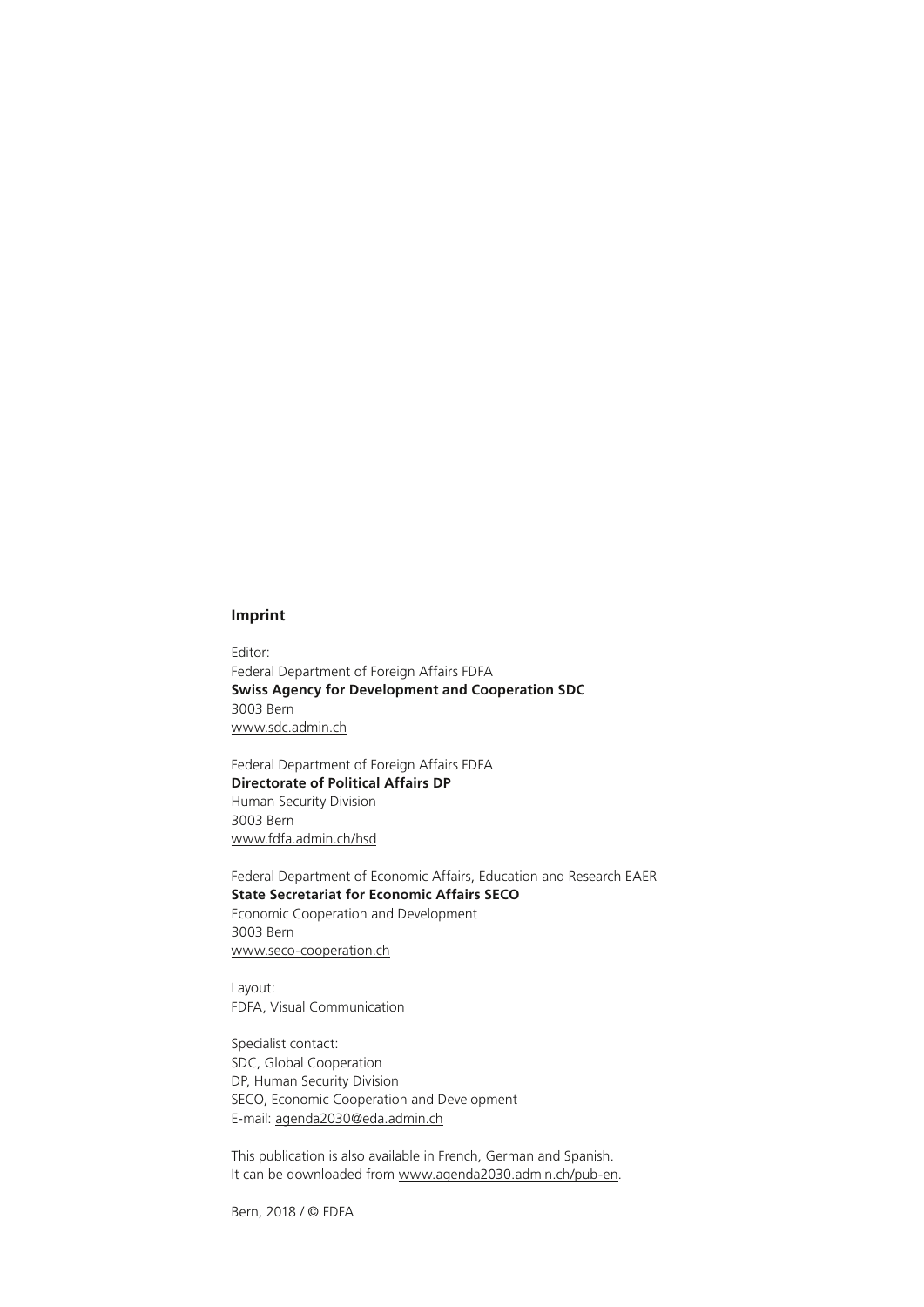## Imprint

Editor:
Federal Department of Foreign Affairs FDFA
**Swiss Agency for Development and Cooperation SDC**
3003 Bern
www.sdc.admin.ch

Federal Department of Foreign Affairs FDFA
**Directorate of Political Affairs DP**
Human Security Division
3003 Bern
www.fdfa.admin.ch/hsd

Federal Department of Economic Affairs, Education and Research EAER
**State Secretariat for Economic Affairs SECO**
Economic Cooperation and Development
3003 Bern
www.seco-cooperation.ch

Layout:
FDFA, Visual Communication

Specialist contact:
SDC, Global Cooperation
DP, Human Security Division
SECO, Economic Cooperation and Development
E-mail: agenda2030@eda.admin.ch

This publication is also available in French, German and Spanish.
It can be downloaded from www.agenda2030.admin.ch/pub-en.

Bern, 2018 / © FDFA